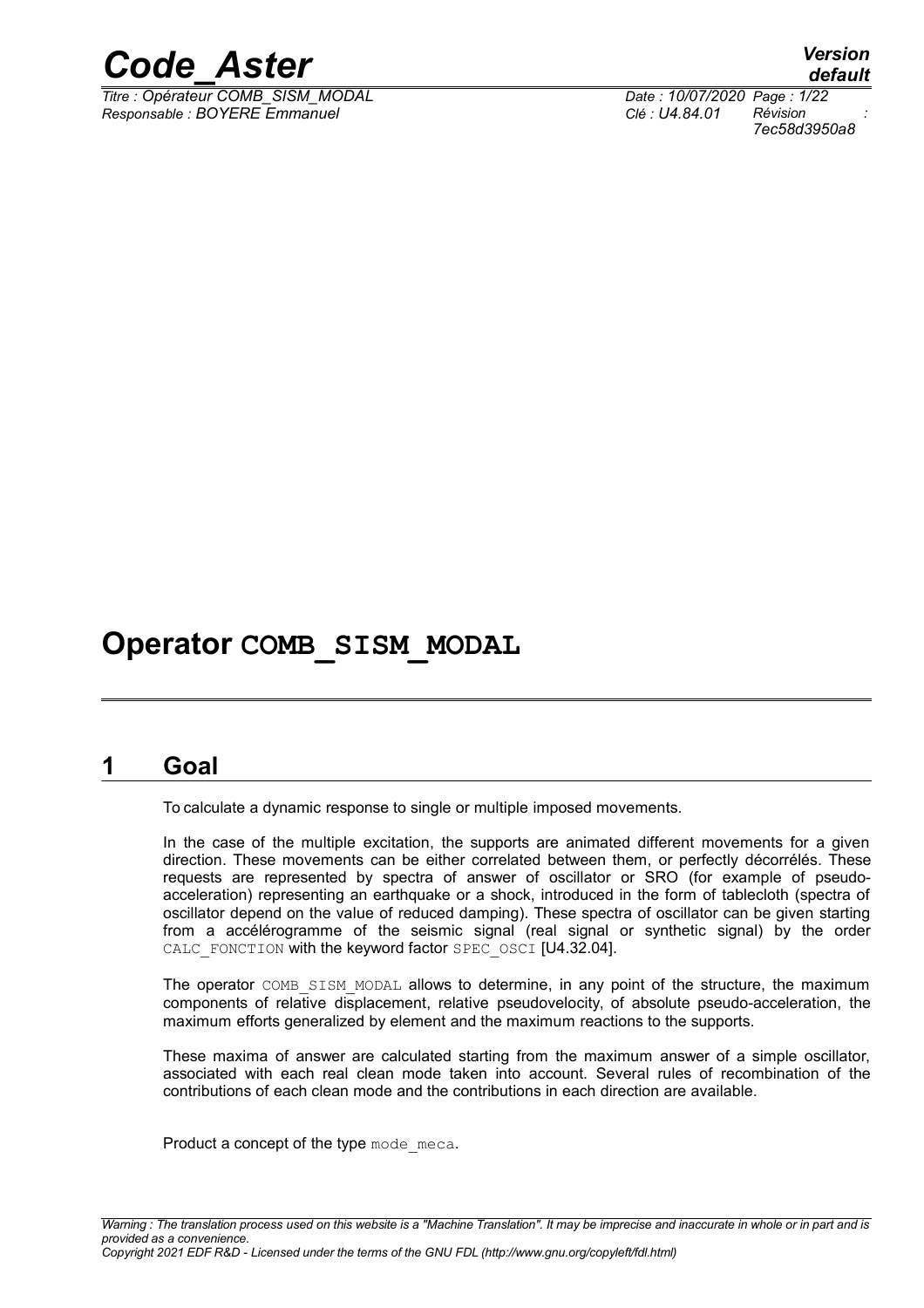# Operator COMB_SISM_MODAL

## 1 Goal

To calculate a dynamic response to single or multiple imposed movements.

In the case of the multiple excitation, the supports are animated different movements for a given direction. These movements can be either correlated between them, or perfectly décorrélés. These requests are represented by spectra of answer of oscillator or SRO (for example of pseudo-acceleration) representing an earthquake or a shock, introduced in the form of tablecloth (spectra of oscillator depend on the value of reduced damping). These spectra of oscillator can be given starting from a accélérogramme of the seismic signal (real signal or synthetic signal) by the order `CALC_FONCTION` with the keyword factor `SPEC_OSCI` [U4.32.04].

The operator `COMB_SISM_MODAL` allows to determine, in any point of the structure, the maximum components of relative displacement, relative pseudovelocity, of absolute pseudo-acceleration, the maximum efforts generalized by element and the maximum reactions to the supports.

These maxima of answer are calculated starting from the maximum answer of a simple oscillator, associated with each real clean mode taken into account. Several rules of recombination of the contributions of each clean mode and the contributions in each direction are available.

Product a concept of the type `mode_meca`.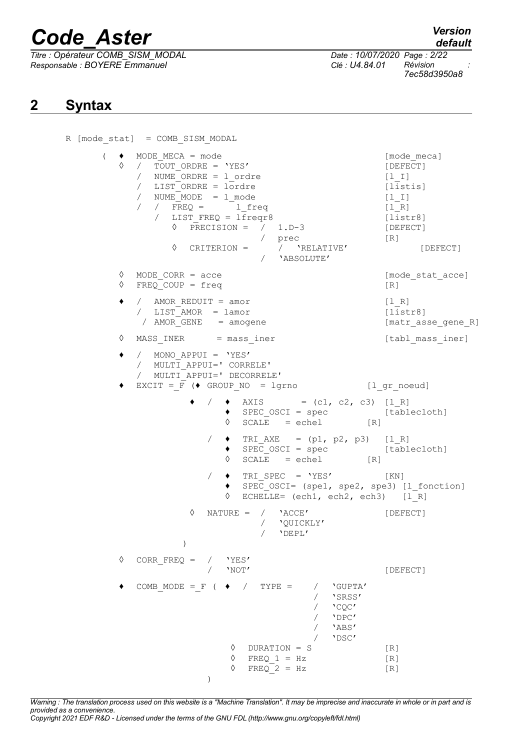## 2 Syntax

```
R [mode_stat]  = COMB_SISM_MODAL

   (  ♦  MODE_MECA = mode                                    [mode_meca]
      ◊  /  TOUT_ORDRE = 'YES'                               [DEFECT]
         /  NUME_ORDRE = l_ordre                             [l_I]
         /  LIST_ORDRE = lordre                              [listis]
         /  NUME_MODE  = l_mode                              [l_I]
         /  /  FREQ =       l_freq                           [l_R]
            /  LIST_FREQ = lfreqr8                           [listr8]
               ◊  PRECISION =  /  1.D-3                      [DEFECT]
                               /  prec                       [R]
               ◊  CRITERION =      /  'RELATIVE'                  [DEFECT]
                                   /  'ABSOLUTE'

      ◊  MODE_CORR = acce                                    [mode_stat_acce]
      ◊  FREQ_COUP = freq                                    [R]

      ♦  /  AMOR_REDUIT = amor                               [l_R]
         /  LIST_AMOR  = lamor                               [listr8]
          / AMOR_GENE   = amogene                            [matr_asse_gene_R]

      ◊  MASS_INER      = mass_iner                          [tabl_mass_iner]

      ♦  /  MONO_APPUI = 'YES'
         /  MULTI_APPUI=' CORRELE'
         /  MULTI_APPUI=' DECORRELE'
      ♦  EXCIT =_F (♦ GROUP_NO  = lgrno              [l_gr_noeud]

                  ♦  /  ♦  AXIS       = (c1, c2, c3)  [l_R]
                        ♦  SPEC_OSCI = spec            [tablecloth]
                        ◊  SCALE   = echel         [R]

                     /  ♦  TRI_AXE   = (p1, p2, p3)  [l_R]
                        ♦  SPEC_OSCI = spec            [tablecloth]
                        ◊  SCALE   = echel         [R]

                     /  ♦  TRI_SPEC  = 'YES'          [KN]
                        ♦  SPEC_OSCI= (spe1, spe2, spe3) [l_fonction]
                        ◊  ECHELLE= (ech1, ech2, ech3)   [l_R]

                  ◊  NATURE =  /  'ACCE'              [DEFECT]
                               /  'QUICKLY'
                               /  'DEPL'
               )

      ◊  CORR_FREQ =  /  'YES'
                      /  'NOT'                               [DEFECT]

      ♦  COMB_MODE =_F ( ♦  /  TYPE =    /  'GUPTA'
                                         /  'SRSS'
                                         /  'CQC'
                                         /  'DPC'
                                         /  'ABS'
                                         /  'DSC'
                         ◊  DURATION = S               [R]
                         ◊  FREQ_1 = Hz                [R]
                         ◊  FREQ_2 = Hz                [R]
                      )
```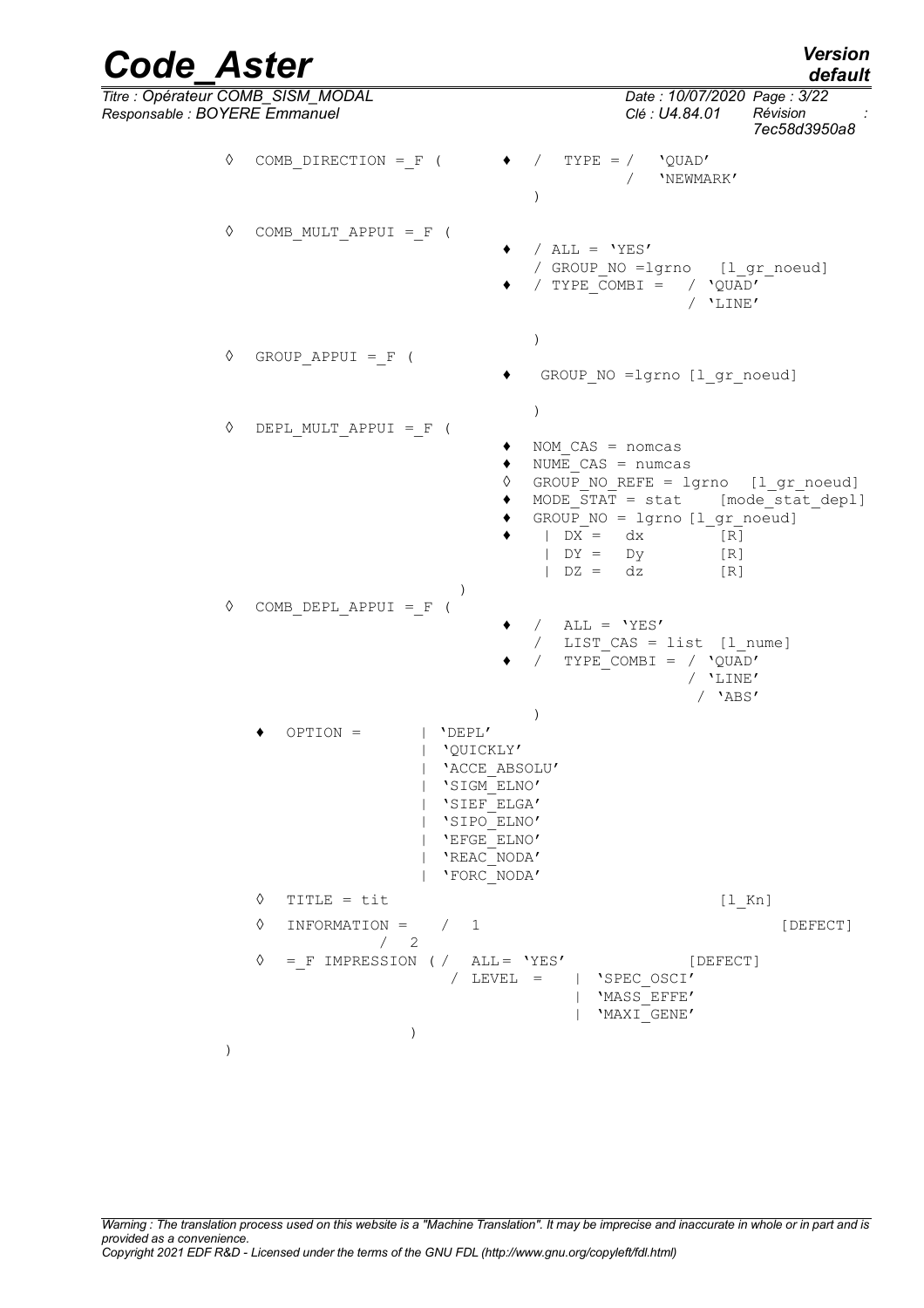```
◊  COMB_DIRECTION =_F (        ♦  /   TYPE = /   'QUAD'
                                              /   'NEWMARK'
                                  )

◊  COMB_MULT_APPUI =_F (
                               ♦  / ALL = 'YES'
                                  / GROUP_NO =lgrno   [l_gr_noeud]
                               ♦  / TYPE_COMBI =   / 'QUAD'
                                                   / 'LINE'

                                  )
◊  GROUP_APPUI =_F (
                               ♦   GROUP_NO =lgrno [l_gr_noeud]

                                  )
◊  DEPL_MULT_APPUI =_F (
                               ♦  NOM_CAS = nomcas
                               ♦  NUME_CAS = numcas
                               ◊  GROUP_NO_REFE = lgrno  [l_gr_noeud]
                               ♦  MODE_STAT = stat    [mode_stat_depl]
                               ♦  GROUP_NO = lgrno [l_gr_noeud]
                               ♦   | DX =  dx        [R]
                                   | DY =  Dy        [R]
                                   | DZ =  dz        [R]
                             )
◊  COMB_DEPL_APPUI =_F (
                               ♦  /   ALL = 'YES'
                                  /   LIST_CAS = list  [l_nume]
                               ♦  /   TYPE_COMBI = / 'QUAD'
                                                   / 'LINE'
                                                   / 'ABS'
                                  )
   ♦  OPTION =        | 'DEPL'
                      | 'QUICKLY'
                      | 'ACCE_ABSOLU'
                      | 'SIGM_ELNO'
                      | 'SIEF_ELGA'
                      | 'SIPO_ELNO'
                      | 'EFGE_ELNO'
                      | 'REAC_NODA'
                      | 'FORC_NODA'
   ◊  TITLE = tit                                    [l_Kn]
   ◊  INFORMATION =    /  1                                     [DEFECT]
                 /  2
   ◊  =_F IMPRESSION ( /  ALL= 'YES'              [DEFECT]
                       / LEVEL =    | 'SPEC_OSCI'
                                    | 'MASS_EFFE'
                                    | 'MAXI_GENE'
                    )
)
```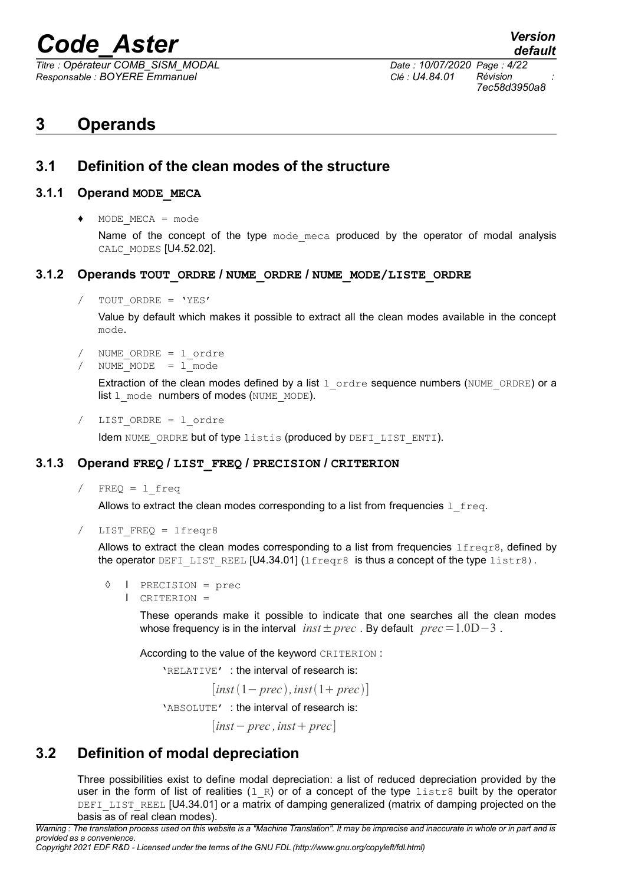# 3 Operands

## 3.1 Definition of the clean modes of the structure

### 3.1.1 Operand MODE_MECA

♦ MODE_MECA = mode

Name of the concept of the type mode_meca produced by the operator of modal analysis CALC_MODES [U4.52.02].

### 3.1.2 Operands TOUT_ORDRE / NUME_ORDRE / NUME_MODE/LISTE_ORDRE

/ TOUT_ORDRE = 'YES'

Value by default which makes it possible to extract all the clean modes available in the concept mode.

/ NUME_ORDRE = l_ordre
/ NUME_MODE = l_mode

Extraction of the clean modes defined by a list l_ordre sequence numbers (NUME_ORDRE) or a list l_mode numbers of modes (NUME_MODE).

/ LIST_ORDRE = l_ordre

Idem NUME_ORDRE but of type listis (produced by DEFI_LIST_ENTI).

### 3.1.3 Operand FREQ / LIST_FREQ / PRECISION / CRITERION

/ FREQ = l_freq

Allows to extract the clean modes corresponding to a list from frequencies l_freq.

/ LIST_FREQ = lfreqr8

Allows to extract the clean modes corresponding to a list from frequencies lfreqr8, defined by the operator DEFI_LIST_REEL [U4.34.01] (lfreqr8 is thus a concept of the type listr8).

◊ | PRECISION = prec
  | CRITERION =

These operands make it possible to indicate that one searches all the clean modes whose frequency is in the interval $inst \pm prec$ . By default $prec = 1.0\text{D}-3$ .

According to the value of the keyword CRITERION :

'RELATIVE' : the interval of research is:

$$[inst(1-prec), inst(1+prec)]$$

'ABSOLUTE' : the interval of research is:

$$[inst-prec, inst+prec]$$

## 3.2 Definition of modal depreciation

Three possibilities exist to define modal depreciation: a list of reduced depreciation provided by the user in the form of list of realities (l_R) or of a concept of the type listr8 built by the operator DEFI_LIST_REEL [U4.34.01] or a matrix of damping generalized (matrix of damping projected on the basis as of real clean modes).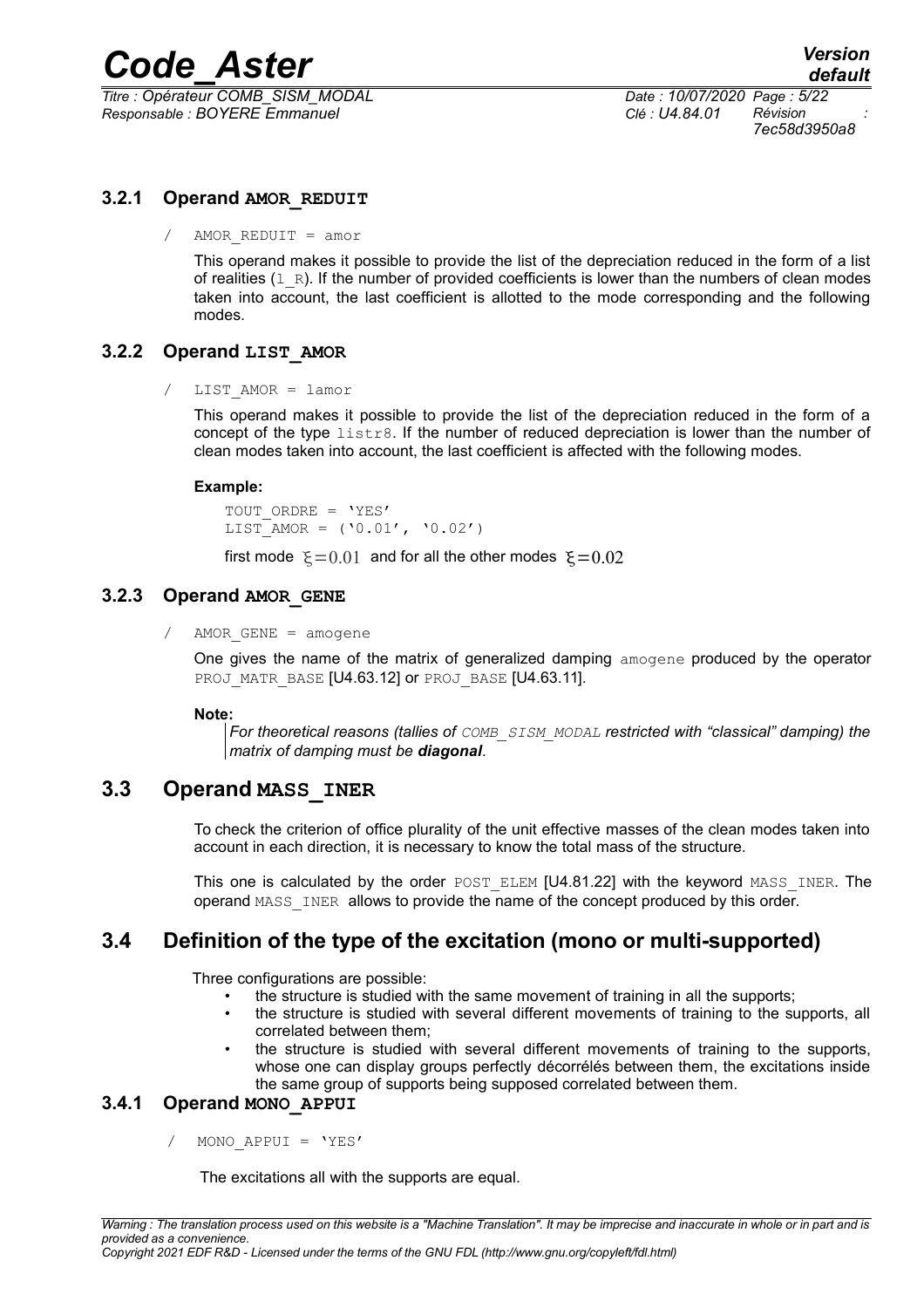### 3.2.1 Operand **AMOR_REDUIT**

/ AMOR_REDUIT = amor

This operand makes it possible to provide the list of the depreciation reduced in the form of a list of realities (l_R). If the number of provided coefficients is lower than the numbers of clean modes taken into account, the last coefficient is allotted to the mode corresponding and the following modes.

### 3.2.2 Operand **LIST_AMOR**

/ LIST_AMOR = lamor

This operand makes it possible to provide the list of the depreciation reduced in the form of a concept of the type listr8. If the number of reduced depreciation is lower than the number of clean modes taken into account, the last coefficient is affected with the following modes.

**Example:**

```
TOUT_ORDRE = 'YES'
LIST_AMOR = ('0.01', '0.02')
```

first mode $\xi=0.01$ and for all the other modes $\xi=0.02$

### 3.2.3 Operand **AMOR_GENE**

/ AMOR_GENE = amogene

One gives the name of the matrix of generalized damping amogene produced by the operator PROJ_MATR_BASE [U4.63.12] or PROJ_BASE [U4.63.11].

**Note:**

*For theoretical reasons (tallies of COMB_SISM_MODAL restricted with "classical" damping) the matrix of damping must be* ***diagonal****.*

## 3.3 Operand **MASS_INER**

To check the criterion of office plurality of the unit effective masses of the clean modes taken into account in each direction, it is necessary to know the total mass of the structure.

This one is calculated by the order POST_ELEM [U4.81.22] with the keyword MASS_INER. The operand MASS_INER allows to provide the name of the concept produced by this order.

## 3.4 Definition of the type of the excitation (mono or multi-supported)

Three configurations are possible:

- the structure is studied with the same movement of training in all the supports;
- the structure is studied with several different movements of training to the supports, all correlated between them;
- the structure is studied with several different movements of training to the supports, whose one can display groups perfectly décorrélés between them, the excitations inside the same group of supports being supposed correlated between them.

### 3.4.1 Operand **MONO_APPUI**

/ MONO_APPUI = 'YES'

The excitations all with the supports are equal.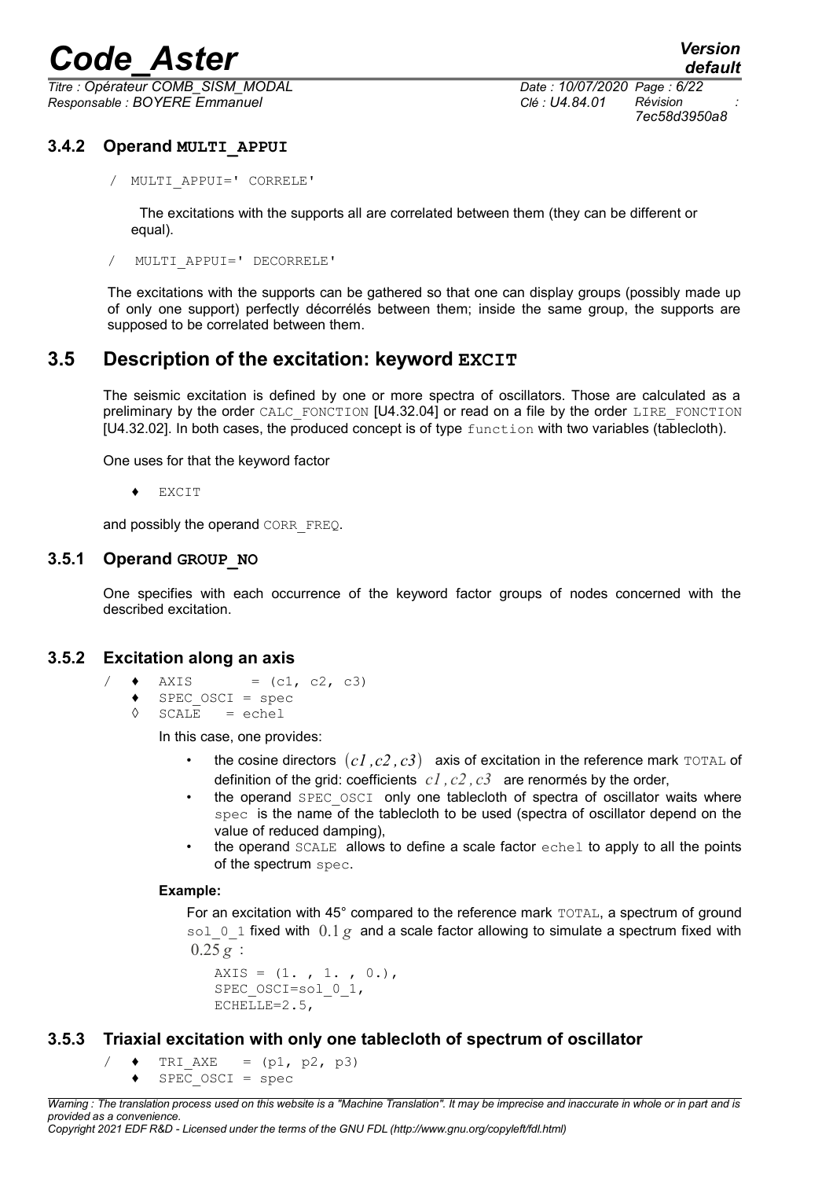### 3.4.2 Operand MULTI_APPUI

/ MULTI_APPUI=' CORRELE'

The excitations with the supports all are correlated between them (they can be different or equal).

/ MULTI_APPUI=' DECORRELE'

The excitations with the supports can be gathered so that one can display groups (possibly made up of only one support) perfectly décorrélés between them; inside the same group, the supports are supposed to be correlated between them.

## 3.5 Description of the excitation: keyword EXCIT

The seismic excitation is defined by one or more spectra of oscillators. Those are calculated as a preliminary by the order CALC_FONCTION [U4.32.04] or read on a file by the order LIRE_FONCTION [U4.32.02]. In both cases, the produced concept is of type function with two variables (tablecloth).

One uses for that the keyword factor

♦ EXCIT

and possibly the operand CORR_FREQ.

### 3.5.1 Operand GROUP_NO

One specifies with each occurrence of the keyword factor groups of nodes concerned with the described excitation.

### 3.5.2 Excitation along an axis

```
/ ♦ AXIS      = (c1, c2, c3)
  ♦ SPEC_OSCI = spec
  ◊ SCALE     = echel
```

In this case, one provides:

- the cosine directors $(c1, c2, c3)$ axis of excitation in the reference mark TOTAL of definition of the grid: coefficients $c1, c2, c3$ are renormés by the order,
- the operand SPEC_OSCI only one tablecloth of spectra of oscillator waits where spec is the name of the tablecloth to be used (spectra of oscillator depend on the value of reduced damping),
- the operand SCALE allows to define a scale factor echel to apply to all the points of the spectrum spec.

**Example:**

For an excitation with 45° compared to the reference mark TOTAL, a spectrum of ground sol_0_1 fixed with $0.1\,g$ and a scale factor allowing to simulate a spectrum fixed with $0.25\,g$ :

```
AXIS = (1. , 1. , 0.),
SPEC_OSCI=sol_0_1,
ECHELLE=2.5,
```

### 3.5.3 Triaxial excitation with only one tablecloth of spectrum of oscillator

```
/ ♦ TRI_AXE   = (p1, p2, p3)
  ♦ SPEC_OSCI = spec
```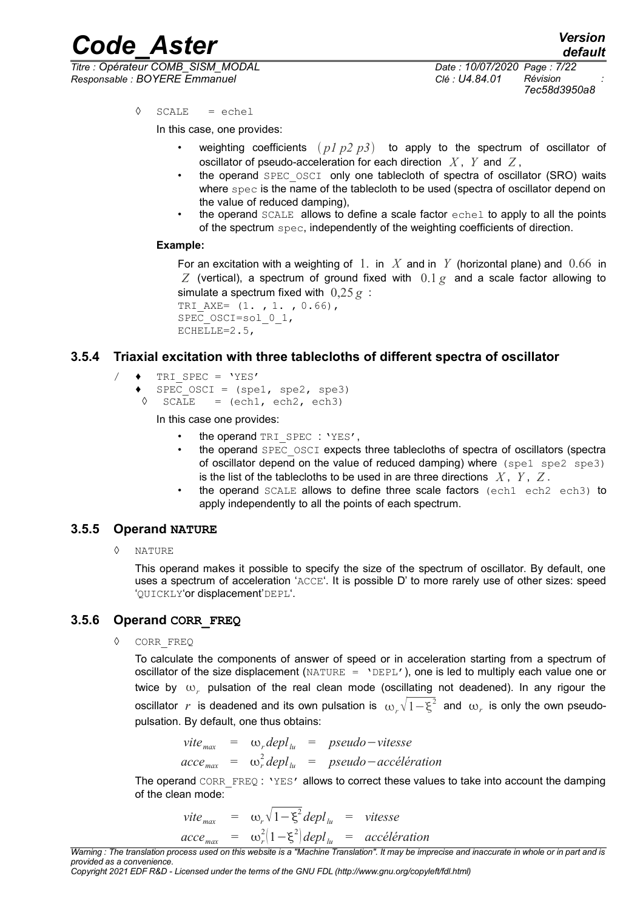◊ SCALE = echel

In this case, one provides:

- weighting coefficients $(p1\ p2\ p3)$ to apply to the spectrum of oscillator of oscillator of pseudo-acceleration for each direction $X$, $Y$ and $Z$,
- the operand SPEC_OSCI only one tablecloth of spectra of oscillator (SRO) waits where spec is the name of the tablecloth to be used (spectra of oscillator depend on the value of reduced damping),
- the operand SCALE allows to define a scale factor echel to apply to all the points of the spectrum spec, independently of the weighting coefficients of direction.

**Example:**

For an excitation with a weighting of $1.$ in $X$ and in $Y$ (horizontal plane) and $0.66$ in $Z$ (vertical), a spectrum of ground fixed with $0.1\,g$ and a scale factor allowing to simulate a spectrum fixed with $0{,}25\,g$ :

```
TRI_AXE= (1. , 1. , 0.66),
SPEC_OSCI=sol_0_1,
ECHELLE=2.5,
```

### 3.5.4 Triaxial excitation with three tablecloths of different spectra of oscillator

```
/ ♦ TRI_SPEC = 'YES'
  ♦ SPEC_OSCI = (spe1, spe2, spe3)
  ◊ SCALE     = (ech1, ech2, ech3)
```

In this case one provides:

- the operand TRI_SPEC : 'YES',
- the operand SPEC_OSCI expects three tablecloths of spectra of oscillators (spectra of oscillator depend on the value of reduced damping) where (spe1 spe2 spe3) is the list of the tablecloths to be used in are three directions $X$, $Y$, $Z$.
- the operand SCALE allows to define three scale factors (ech1 ech2 ech3) to apply independently to all the points of each spectrum.

### 3.5.5 Operand NATURE

◊ NATURE

This operand makes it possible to specify the size of the spectrum of oscillator. By default, one uses a spectrum of acceleration 'ACCE'. It is possible D' to more rarely use of other sizes: speed 'QUICKLY'or displacement'DEPL'.

### 3.5.6 Operand CORR_FREQ

◊ CORR_FREQ

To calculate the components of answer of speed or in acceleration starting from a spectrum of oscillator of the size displacement (NATURE = 'DEPL'), one is led to multiply each value one or twice by $\omega_r$ pulsation of the real clean mode (oscillating not deadened). In any rigour the oscillator $r$ is deadened and its own pulsation is $\omega_r\sqrt{1-\xi^2}$ and $\omega_r$ is only the own pseudo-pulsation. By default, one thus obtains:

$$
\begin{aligned}
vite_{max} &= \omega_r depl_{lu} = pseudo-vitesse\\
acce_{max} &= \omega_r^2 depl_{lu} = pseudo-accélération
\end{aligned}
$$

The operand CORR_FREQ : 'YES' allows to correct these values to take into account the damping of the clean mode:

$$
\begin{aligned}
vite_{max} &= \omega_r\sqrt{1-\xi^2}\, depl_{lu} = vitesse\\
acce_{max} &= \omega_r^2\left(1-\xi^2\right) depl_{lu} = accélération
\end{aligned}
$$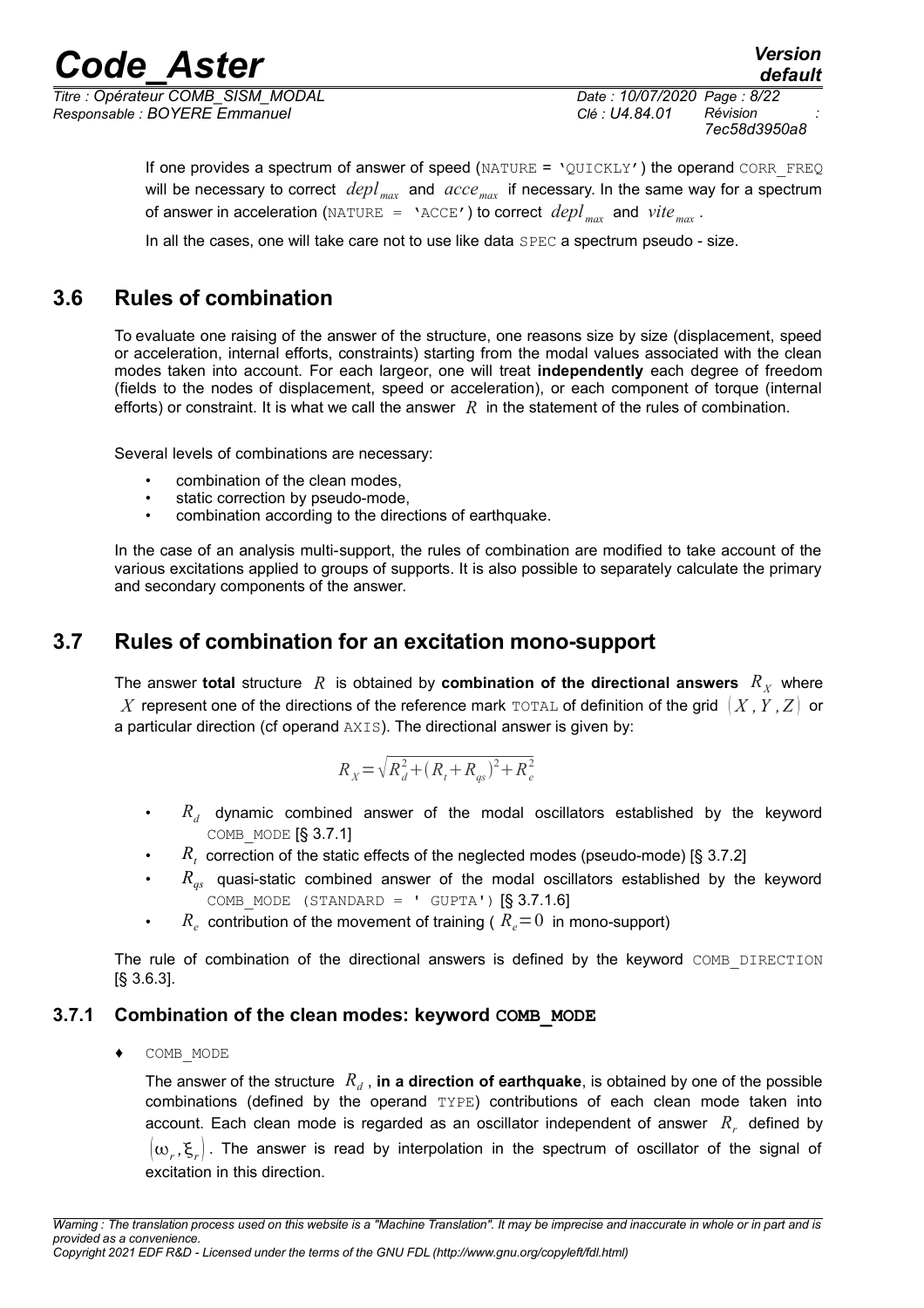If one provides a spectrum of answer of speed (NATURE = 'QUICKLY') the operand CORR_FREQ will be necessary to correct $depl_{max}$ and $acce_{max}$ if necessary. In the same way for a spectrum of answer in acceleration (NATURE = 'ACCE') to correct $depl_{max}$ and $vite_{max}$.

In all the cases, one will take care not to use like data SPEC a spectrum pseudo - size.

## 3.6 Rules of combination

To evaluate one raising of the answer of the structure, one reasons size by size (displacement, speed or acceleration, internal efforts, constraints) starting from the modal values associated with the clean modes taken into account. For each largeor, one will treat **independently** each degree of freedom (fields to the nodes of displacement, speed or acceleration), or each component of torque (internal efforts) or constraint. It is what we call the answer $R$ in the statement of the rules of combination.

Several levels of combinations are necessary:

- combination of the clean modes,
- static correction by pseudo-mode,
- combination according to the directions of earthquake.

In the case of an analysis multi-support, the rules of combination are modified to take account of the various excitations applied to groups of supports. It is also possible to separately calculate the primary and secondary components of the answer.

## 3.7 Rules of combination for an excitation mono-support

The answer **total** structure $R$ is obtained by **combination of the directional answers** $R_X$ where $X$ represent one of the directions of the reference mark TOTAL of definition of the grid $(X, Y, Z)$ or a particular direction (cf operand AXIS). The directional answer is given by:

$$R_X = \sqrt{R_d^2 + (R_t + R_{qs})^2 + R_e^2}$$

- $R_d$ dynamic combined answer of the modal oscillators established by the keyword COMB_MODE [§ 3.7.1]
- $R_t$ correction of the static effects of the neglected modes (pseudo-mode) [§ 3.7.2]
- $R_{qs}$ quasi-static combined answer of the modal oscillators established by the keyword COMB_MODE (STANDARD = ' GUPTA') [§ 3.7.1.6]
- $R_e$ contribution of the movement of training ( $R_e = 0$ in mono-support)

The rule of combination of the directional answers is defined by the keyword COMB_DIRECTION [§ 3.6.3].

### 3.7.1 Combination of the clean modes: keyword COMB_MODE

♦ COMB_MODE

The answer of the structure $R_d$, **in a direction of earthquake**, is obtained by one of the possible combinations (defined by the operand TYPE) contributions of each clean mode taken into account. Each clean mode is regarded as an oscillator independent of answer $R_r$ defined by $(\omega_r, \xi_r)$. The answer is read by interpolation in the spectrum of oscillator of the signal of excitation in this direction.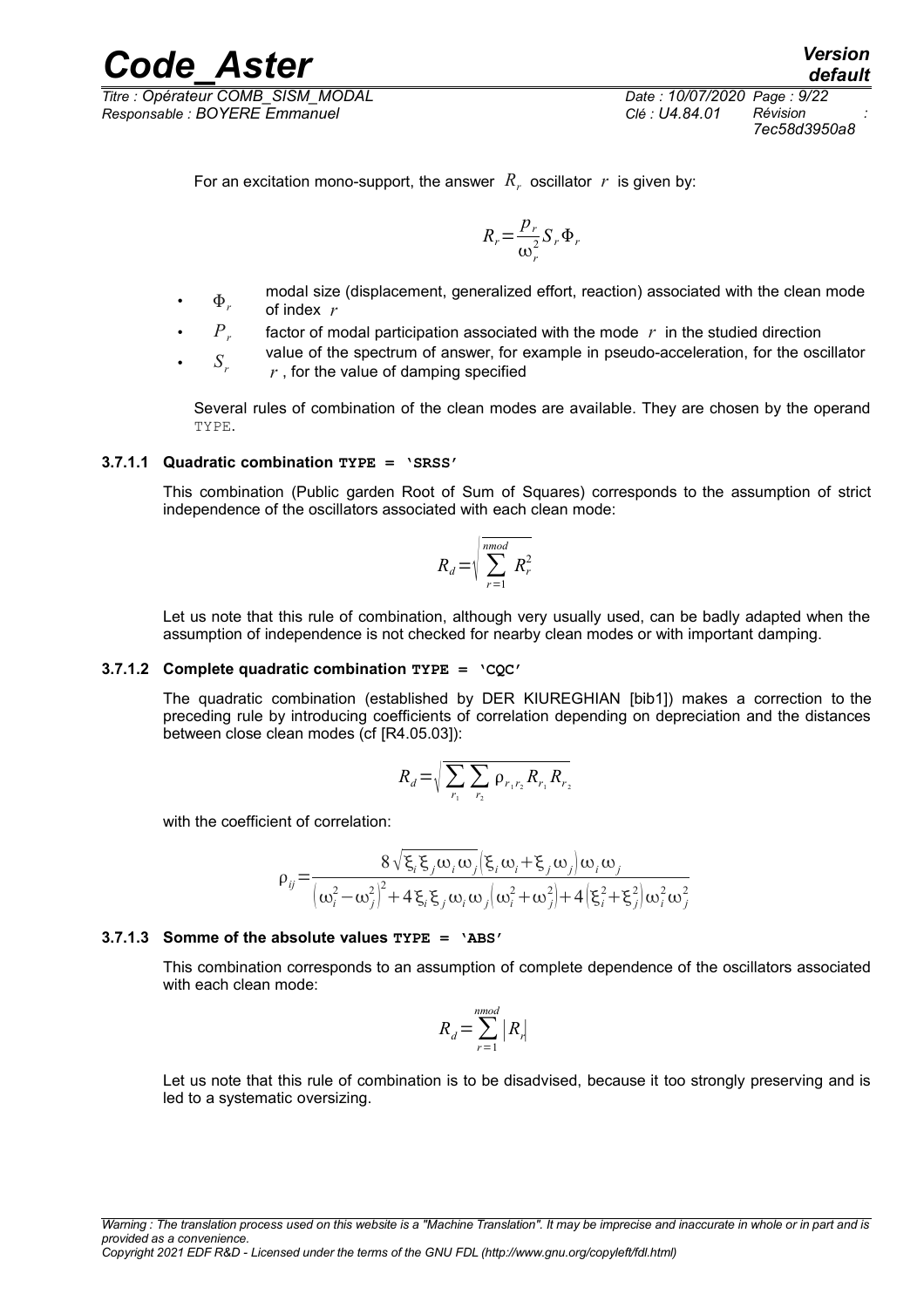For an excitation mono-support, the answer $R_r$ oscillator $r$ is given by:

$$R_r = \frac{p_r}{\omega_r^2} S_r \Phi_r$$

- $\Phi_r$ modal size (displacement, generalized effort, reaction) associated with the clean mode of index $r$
- $P_r$ factor of modal participation associated with the mode $r$ in the studied direction
- $S_r$ value of the spectrum of answer, for example in pseudo-acceleration, for the oscillator $r$, for the value of damping specified

Several rules of combination of the clean modes are available. They are chosen by the operand TYPE.

#### 3.7.1.1 Quadratic combination TYPE = 'SRSS'

This combination (Public garden Root of Sum of Squares) corresponds to the assumption of strict independence of the oscillators associated with each clean mode:

$$R_d = \sqrt{\sum_{r=1}^{nmod} R_r^2}$$

Let us note that this rule of combination, although very usually used, can be badly adapted when the assumption of independence is not checked for nearby clean modes or with important damping.

#### 3.7.1.2 Complete quadratic combination TYPE = 'CQC'

The quadratic combination (established by DER KIUREGHIAN [bib1]) makes a correction to the preceding rule by introducing coefficients of correlation depending on depreciation and the distances between close clean modes (cf [R4.05.03]):

$$R_d = \sqrt{\sum_{r_1} \sum_{r_2} \rho_{r_1 r_2} R_{r_1} R_{r_2}}$$

with the coefficient of correlation:

$$\rho_{ij} = \frac{8\sqrt{\xi_i \xi_j \omega_i \omega_j}\left(\xi_i \omega_i + \xi_j \omega_j\right)\omega_i \omega_j}{\left(\omega_i^2 - \omega_j^2\right)^2 + 4\xi_i \xi_j \omega_i \omega_j\left(\omega_i^2 + \omega_j^2\right) + 4\left(\xi_i^2 + \xi_j^2\right)\omega_i^2 \omega_j^2}$$

#### 3.7.1.3 Somme of the absolute values TYPE = 'ABS'

This combination corresponds to an assumption of complete dependence of the oscillators associated with each clean mode:

$$R_d = \sum_{r=1}^{nmod} |R_r|$$

Let us note that this rule of combination is to be disadvised, because it too strongly preserving and is led to a systematic oversizing.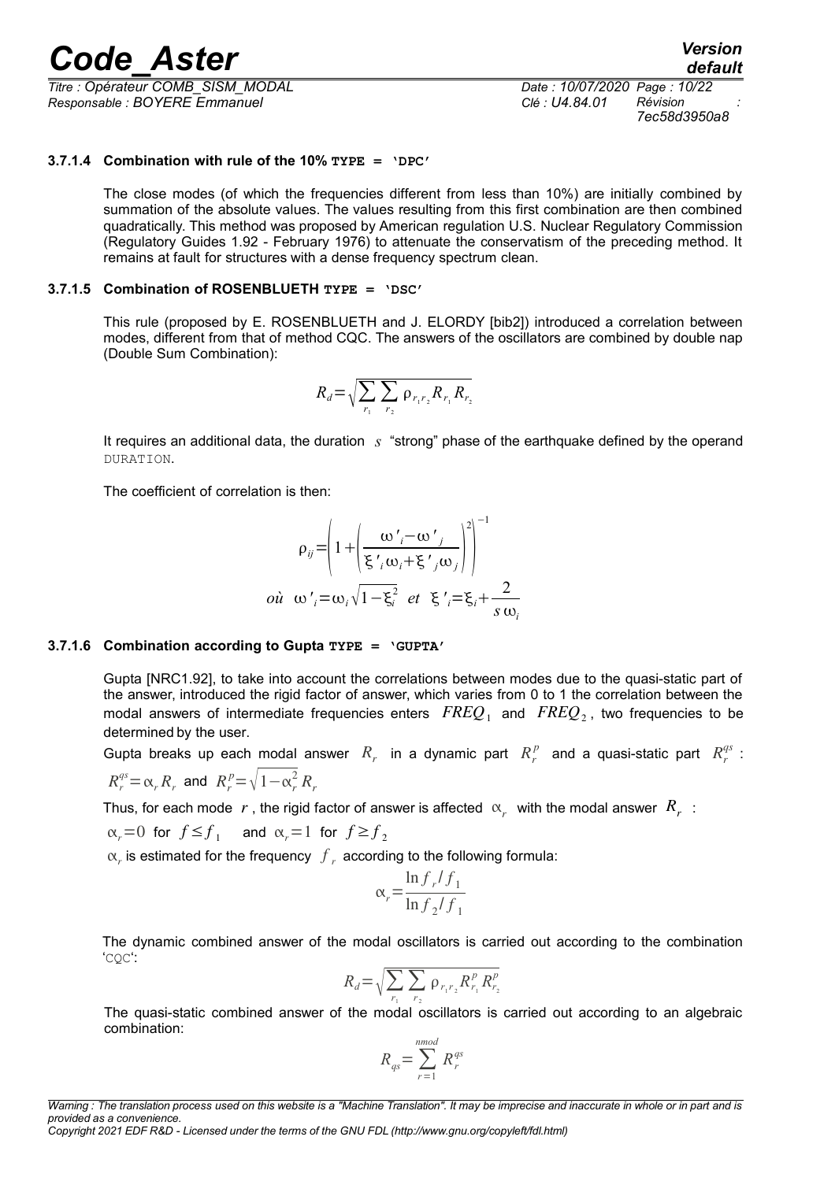#### 3.7.1.4 Combination with rule of the 10% `TYPE = 'DPC'`

The close modes (of which the frequencies different from less than 10%) are initially combined by summation of the absolute values. The values resulting from this first combination are then combined quadratically. This method was proposed by American regulation U.S. Nuclear Regulatory Commission (Regulatory Guides 1.92 - February 1976) to attenuate the conservatism of the preceding method. It remains at fault for structures with a dense frequency spectrum clean.

#### 3.7.1.5 Combination of ROSENBLUETH `TYPE = 'DSC'`

This rule (proposed by E. ROSENBLUETH and J. ELORDY [bib2]) introduced a correlation between modes, different from that of method CQC. The answers of the oscillators are combined by double nap (Double Sum Combination):

$$R_d = \sqrt{\sum_{r_1} \sum_{r_2} \rho_{r_1 r_2} R_{r_1} R_{r_2}}$$

It requires an additional data, the duration $s$ "strong" phase of the earthquake defined by the operand `DURATION`.

The coefficient of correlation is then:

$$\rho_{ij} = \left(1 + \left(\frac{\omega'_i - \omega'_j}{\xi'_i \omega_i + \xi'_j \omega_j}\right)^2\right)^{-1}$$

$$où \;\; \omega'_i = \omega_i \sqrt{1 - \xi_i^2} \;\; et \;\; \xi'_i = \xi_i + \frac{2}{s\, \omega_i}$$

#### 3.7.1.6 Combination according to Gupta `TYPE = 'GUPTA'`

Gupta [NRC1.92], to take into account the correlations between modes due to the quasi-static part of the answer, introduced the rigid factor of answer, which varies from 0 to 1 the correlation between the modal answers of intermediate frequencies enters $FREQ_1$ and $FREQ_2$, two frequencies to be determined by the user.

Gupta breaks up each modal answer $R_r$ in a dynamic part $R_r^p$ and a quasi-static part $R_r^{qs}$ :

$R_r^{qs} = \alpha_r R_r$ and $R_r^p = \sqrt{1 - \alpha_r^2}\, R_r$

Thus, for each mode $r$, the rigid factor of answer is affected $\alpha_r$ with the modal answer $R_r$ :

$\alpha_r = 0$ for $f \leq f_1$ and $\alpha_r = 1$ for $f \geq f_2$

$\alpha_r$ is estimated for the frequency $f_r$ according to the following formula:

$$\alpha_r = \frac{\ln f_r / f_1}{\ln f_2 / f_1}$$

The dynamic combined answer of the modal oscillators is carried out according to the combination 'CQC':

$$R_d = \sqrt{\sum_{r_1} \sum_{r_2} \rho_{r_1 r_2} R_{r_1}^p R_{r_2}^p}$$

The quasi-static combined answer of the modal oscillators is carried out according to an algebraic combination:

$$R_{qs} = \sum_{r=1}^{nmod} R_r^{qs}$$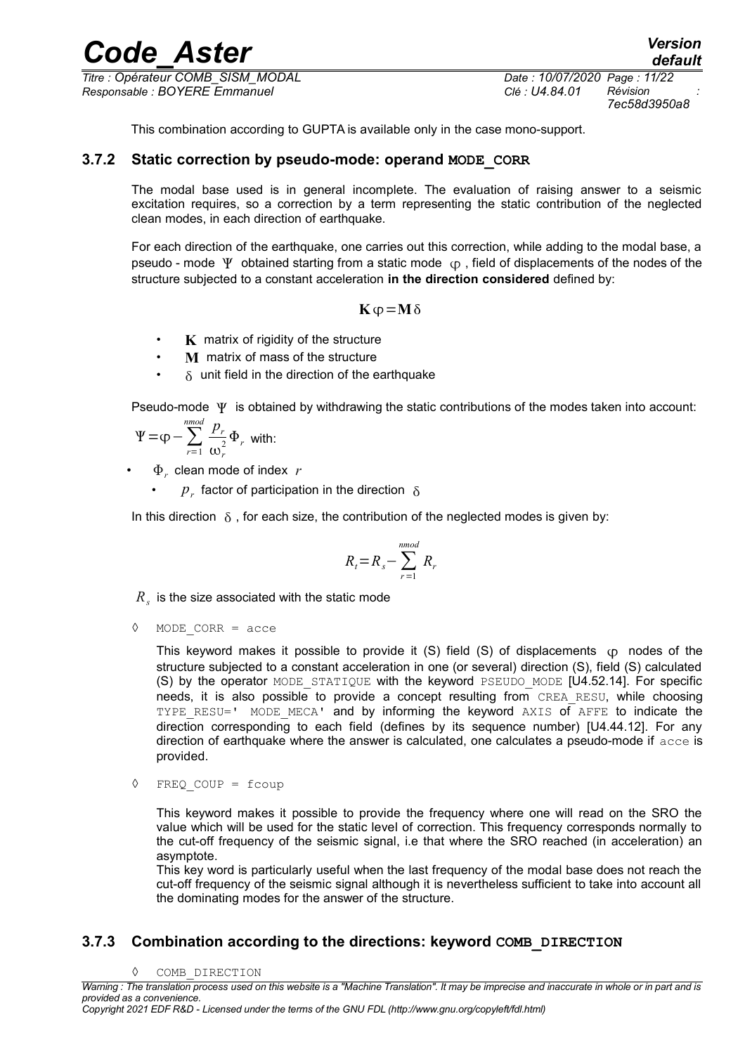This combination according to GUPTA is available only in the case mono-support.

### 3.7.2 Static correction by pseudo-mode: operand MODE_CORR

The modal base used is in general incomplete. The evaluation of raising answer to a seismic excitation requires, so a correction by a term representing the static contribution of the neglected clean modes, in each direction of earthquake.

For each direction of the earthquake, one carries out this correction, while adding to the modal base, a pseudo - mode $\Psi$ obtained starting from a static mode $\varphi$, field of displacements of the nodes of the structure subjected to a constant acceleration **in the direction considered** defined by:

$$\mathbf{K}\varphi=\mathbf{M}\delta$$

- $\mathbf{K}$ matrix of rigidity of the structure
- $\mathbf{M}$ matrix of mass of the structure
- $\delta$ unit field in the direction of the earthquake

Pseudo-mode $\Psi$ is obtained by withdrawing the static contributions of the modes taken into account:

$\Psi=\varphi-\sum_{r=1}^{nmod}\frac{p_r}{\omega_r^2}\Phi_r$ with:

- $\Phi_r$ clean mode of index $r$
  - $p_r$ factor of participation in the direction $\delta$

In this direction $\delta$, for each size, the contribution of the neglected modes is given by:

$$R_t=R_s-\sum_{r=1}^{nmod}R_r$$

$R_s$ is the size associated with the static mode

◊ MODE_CORR = acce

This keyword makes it possible to provide it (S) field (S) of displacements $\varphi$ nodes of the structure subjected to a constant acceleration in one (or several) direction (S), field (S) calculated (S) by the operator MODE_STATIQUE with the keyword PSEUDO_MODE [U4.52.14]. For specific needs, it is also possible to provide a concept resulting from CREA_RESU, while choosing TYPE_RESU=' MODE_MECA' and by informing the keyword AXIS of AFFE to indicate the direction corresponding to each field (defines by its sequence number) [U4.44.12]. For any direction of earthquake where the answer is calculated, one calculates a pseudo-mode if acce is provided.

◊ FREQ_COUP = fcoup

This keyword makes it possible to provide the frequency where one will read on the SRO the value which will be used for the static level of correction. This frequency corresponds normally to the cut-off frequency of the seismic signal, i.e that where the SRO reached (in acceleration) an asymptote.

This key word is particularly useful when the last frequency of the modal base does not reach the cut-off frequency of the seismic signal although it is nevertheless sufficient to take into account all the dominating modes for the answer of the structure.

### 3.7.3 Combination according to the directions: keyword COMB_DIRECTION

◊ COMB_DIRECTION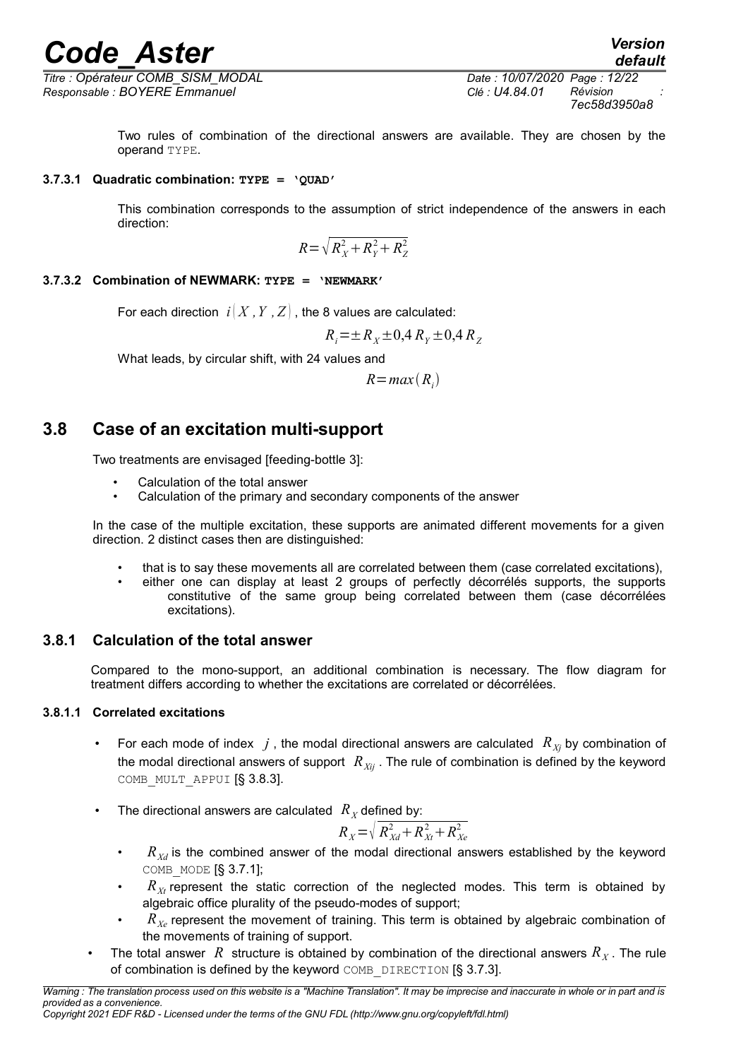Two rules of combination of the directional answers are available. They are chosen by the operand TYPE.

#### 3.7.3.1 Quadratic combination: TYPE = 'QUAD'

This combination corresponds to the assumption of strict independence of the answers in each direction:

$$R=\sqrt{R_X^2+R_Y^2+R_Z^2}$$

#### 3.7.3.2 Combination of NEWMARK: TYPE = 'NEWMARK'

For each direction $i(X,Y,Z)$, the 8 values are calculated:

$$R_i=\pm R_X\pm 0{,}4\,R_Y\pm 0{,}4\,R_Z$$

What leads, by circular shift, with 24 values and

$$R=max(R_i)$$

## 3.8 Case of an excitation multi-support

Two treatments are envisaged [feeding-bottle 3]:

- Calculation of the total answer
- Calculation of the primary and secondary components of the answer

In the case of the multiple excitation, these supports are animated different movements for a given direction. 2 distinct cases then are distinguished:

- that is to say these movements all are correlated between them (case correlated excitations),
- either one can display at least 2 groups of perfectly décorrélés supports, the supports constitutive of the same group being correlated between them (case décorrélées excitations).

### 3.8.1 Calculation of the total answer

Compared to the mono-support, an additional combination is necessary. The flow diagram for treatment differs according to whether the excitations are correlated or décorrélées.

#### 3.8.1.1 Correlated excitations

- For each mode of index $j$, the modal directional answers are calculated $R_{Xj}$ by combination of the modal directional answers of support $R_{Xij}$. The rule of combination is defined by the keyword COMB_MULT_APPUI [§ 3.8.3].
- The directional answers are calculated $R_X$ defined by:

$$R_X=\sqrt{R_{Xd}^2+R_{Xt}^2+R_{Xe}^2}$$

  - $R_{Xd}$ is the combined answer of the modal directional answers established by the keyword COMB_MODE [§ 3.7.1];
  - $R_{Xt}$ represent the static correction of the neglected modes. This term is obtained by algebraic office plurality of the pseudo-modes of support;
  - $R_{Xe}$ represent the movement of training. This term is obtained by algebraic combination of the movements of training of support.
- The total answer $R$ structure is obtained by combination of the directional answers $R_X$. The rule of combination is defined by the keyword COMB_DIRECTION [§ 3.7.3].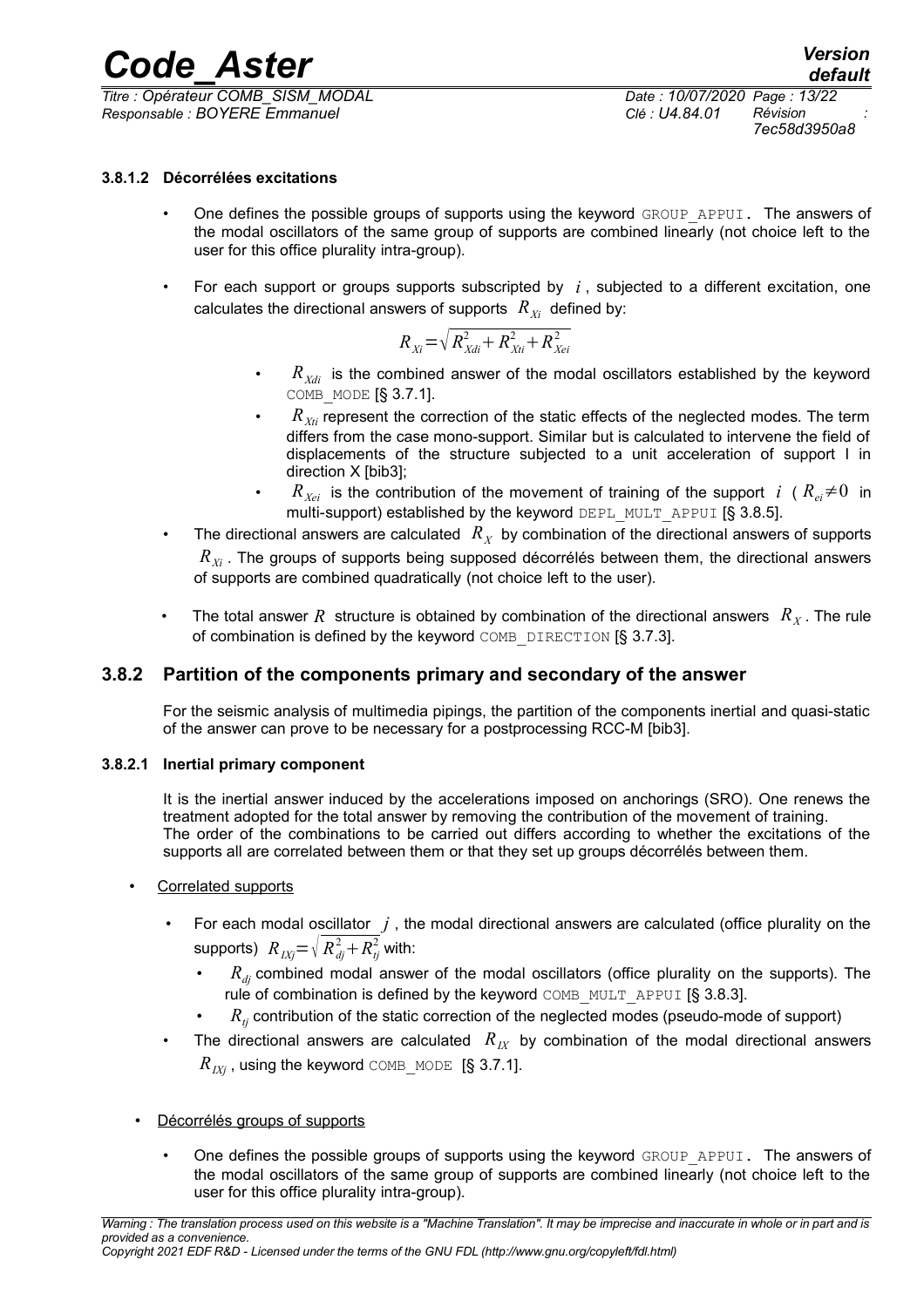#### 3.8.1.2 Décorrélées excitations

- One defines the possible groups of supports using the keyword GROUP_APPUI. The answers of the modal oscillators of the same group of supports are combined linearly (not choice left to the user for this office plurality intra-group).
- For each support or groups supports subscripted by $i$, subjected to a different excitation, one calculates the directional answers of supports $R_{Xi}$ defined by:

$$R_{Xi}=\sqrt{R_{Xdi}^2+R_{Xti}^2+R_{Xei}^2}$$

  - $R_{Xdi}$ is the combined answer of the modal oscillators established by the keyword COMB_MODE [§ 3.7.1].
  - $R_{Xti}$ represent the correction of the static effects of the neglected modes. The term differs from the case mono-support. Similar but is calculated to intervene the field of displacements of the structure subjected to a unit acceleration of support I in direction X [bib3];
  - $R_{Xei}$ is the contribution of the movement of training of the support $i$ ( $R_{ei}\neq 0$ in multi-support) established by the keyword DEPL_MULT_APPUI [§ 3.8.5].
- The directional answers are calculated $R_X$ by combination of the directional answers of supports $R_{Xi}$. The groups of supports being supposed décorrélés between them, the directional answers of supports are combined quadratically (not choice left to the user).
- The total answer $R$ structure is obtained by combination of the directional answers $R_X$. The rule of combination is defined by the keyword COMB_DIRECTION [§ 3.7.3].

### 3.8.2 Partition of the components primary and secondary of the answer

For the seismic analysis of multimedia pipings, the partition of the components inertial and quasi-static of the answer can prove to be necessary for a postprocessing RCC-M [bib3].

#### 3.8.2.1 Inertial primary component

It is the inertial answer induced by the accelerations imposed on anchorings (SRO). One renews the treatment adopted for the total answer by removing the contribution of the movement of training. The order of the combinations to be carried out differs according to whether the excitations of the supports all are correlated between them or that they set up groups décorrélés between them.

- Correlated supports
  - For each modal oscillator $j$, the modal directional answers are calculated (office plurality on the supports) $R_{IXj}=\sqrt{R_{dj}^2+R_{tj}^2}$ with:
    - $R_{dj}$ combined modal answer of the modal oscillators (office plurality on the supports). The rule of combination is defined by the keyword COMB_MULT_APPUI [§ 3.8.3].
    - $R_{tj}$ contribution of the static correction of the neglected modes (pseudo-mode of support)
  - The directional answers are calculated $R_{IX}$ by combination of the modal directional answers $R_{IXj}$, using the keyword COMB_MODE [§ 3.7.1].

- Décorrélés groups of supports
  - One defines the possible groups of supports using the keyword GROUP_APPUI. The answers of the modal oscillators of the same group of supports are combined linearly (not choice left to the user for this office plurality intra-group).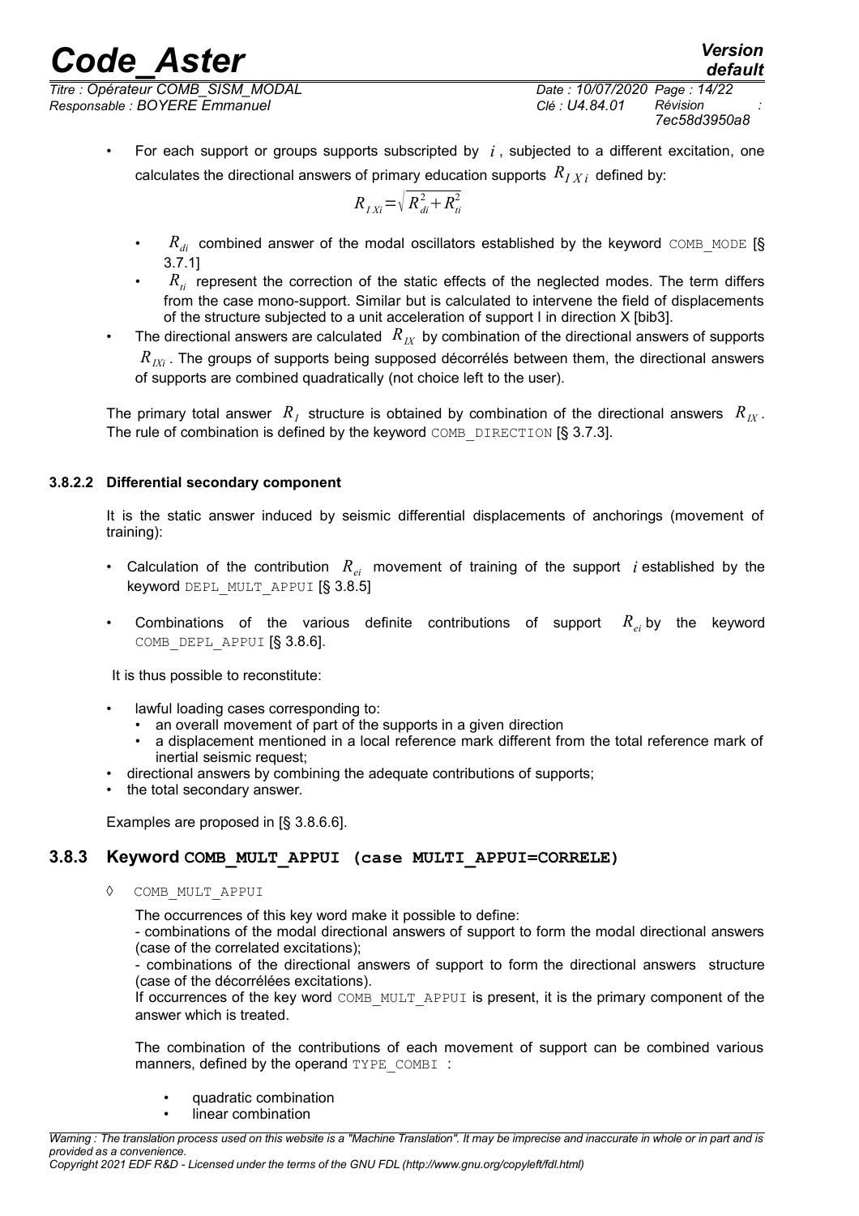- For each support or groups supports subscripted by $i$, subjected to a different excitation, one calculates the directional answers of primary education supports $R_{IXi}$ defined by:

$$R_{IXi}=\sqrt{R_{di}^2+R_{ti}^2}$$

  - $R_{di}$ combined answer of the modal oscillators established by the keyword COMB_MODE [§ 3.7.1]
  - $R_{ti}$ represent the correction of the static effects of the neglected modes. The term differs from the case mono-support. Similar but is calculated to intervene the field of displacements of the structure subjected to a unit acceleration of support I in direction X [bib3].
- The directional answers are calculated $R_{IX}$ by combination of the directional answers of supports $R_{IXi}$. The groups of supports being supposed décorrélés between them, the directional answers of supports are combined quadratically (not choice left to the user).

The primary total answer $R_I$ structure is obtained by combination of the directional answers $R_{IX}$. The rule of combination is defined by the keyword COMB_DIRECTION [§ 3.7.3].

#### 3.8.2.2 Differential secondary component

It is the static answer induced by seismic differential displacements of anchorings (movement of training):

- Calculation of the contribution $R_{ei}$ movement of training of the support $i$ established by the keyword DEPL_MULT_APPUI [§ 3.8.5]
- Combinations of the various definite contributions of support $R_{ei}$ by the keyword COMB_DEPL_APPUI [§ 3.8.6].

It is thus possible to reconstitute:

- lawful loading cases corresponding to:
  - an overall movement of part of the supports in a given direction
  - a displacement mentioned in a local reference mark different from the total reference mark of inertial seismic request;
- directional answers by combining the adequate contributions of supports;
- the total secondary answer.

Examples are proposed in [§ 3.8.6.6].

### 3.8.3 Keyword COMB_MULT_APPUI (case MULTI_APPUI=CORRELE)

◊ COMB_MULT_APPUI

The occurrences of this key word make it possible to define:
- combinations of the modal directional answers of support to form the modal directional answers (case of the correlated excitations);
- combinations of the directional answers of support to form the directional answers structure (case of the décorrélées excitations).
If occurrences of the key word COMB_MULT_APPUI is present, it is the primary component of the answer which is treated.

The combination of the contributions of each movement of support can be combined various manners, defined by the operand TYPE_COMBI :

- quadratic combination
- linear combination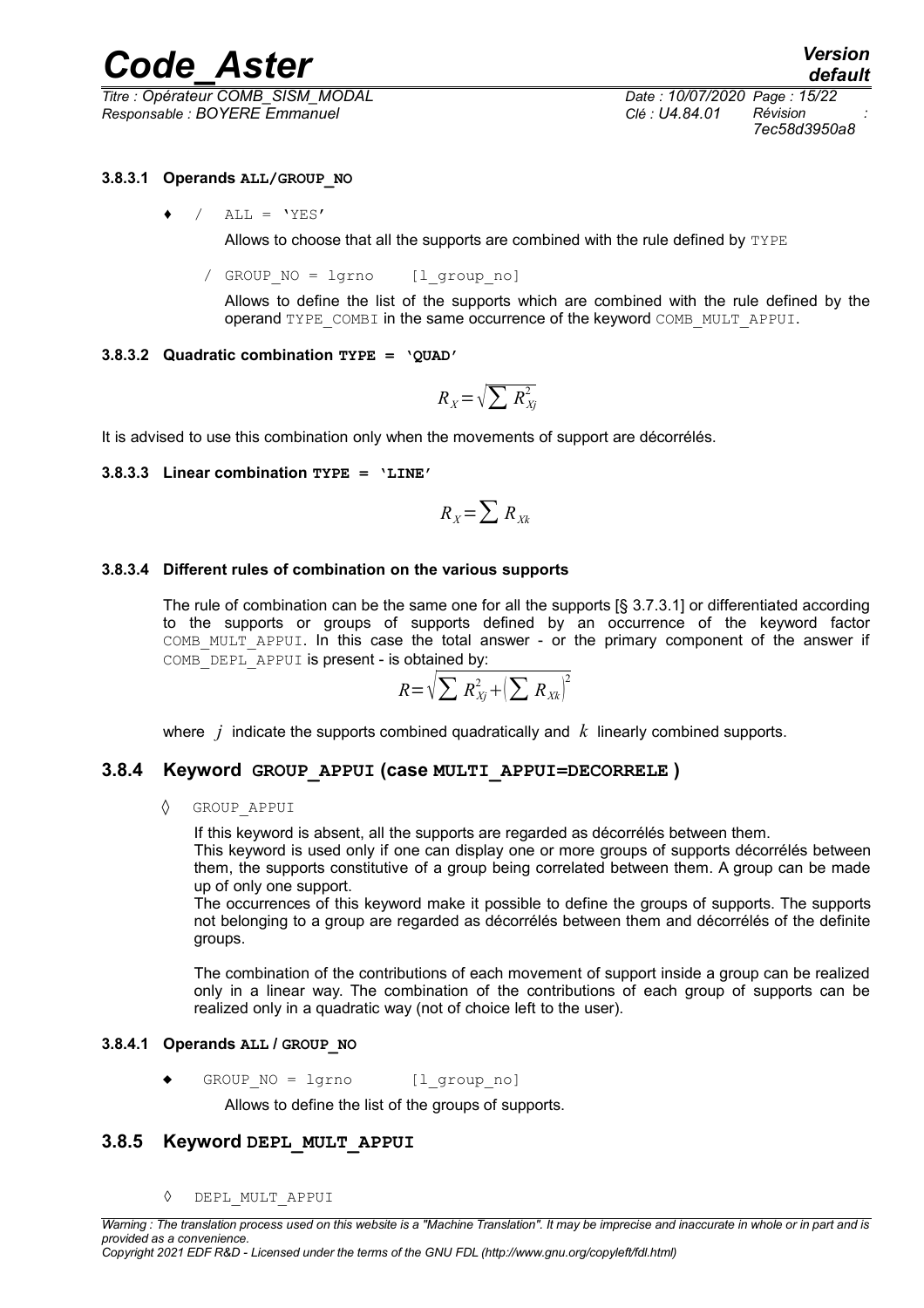#### 3.8.3.1 Operands ALL/GROUP_NO

♦ / ALL = 'YES'

Allows to choose that all the supports are combined with the rule defined by TYPE

/ GROUP_NO = lgrno [l_group_no]

Allows to define the list of the supports which are combined with the rule defined by the operand TYPE_COMBI in the same occurrence of the keyword COMB_MULT_APPUI.

#### 3.8.3.2 Quadratic combination TYPE = 'QUAD'

$$R_X = \sqrt{\sum R_{Xj}^2}$$

It is advised to use this combination only when the movements of support are décorrélés.

#### 3.8.3.3 Linear combination TYPE = 'LINE'

$$R_X = \sum R_{Xk}$$

#### 3.8.3.4 Different rules of combination on the various supports

The rule of combination can be the same one for all the supports [§ 3.7.3.1] or differentiated according to the supports or groups of supports defined by an occurrence of the keyword factor COMB_MULT_APPUI. In this case the total answer - or the primary component of the answer if COMB_DEPL_APPUI is present - is obtained by:

$$R = \sqrt{\sum R_{Xj}^2 + \left(\sum R_{Xk}\right)^2}$$

where $j$ indicate the supports combined quadratically and $k$ linearly combined supports.

### 3.8.4 Keyword GROUP_APPUI (case MULTI_APPUI=DECORRELE )

◊ GROUP_APPUI

If this keyword is absent, all the supports are regarded as décorrélés between them.
This keyword is used only if one can display one or more groups of supports décorrélés between them, the supports constitutive of a group being correlated between them. A group can be made up of only one support.
The occurrences of this keyword make it possible to define the groups of supports. The supports not belonging to a group are regarded as décorrélés between them and décorrélés of the definite groups.

The combination of the contributions of each movement of support inside a group can be realized only in a linear way. The combination of the contributions of each group of supports can be realized only in a quadratic way (not of choice left to the user).

#### 3.8.4.1 Operands ALL / GROUP_NO

♦ GROUP_NO = lgrno [l_group_no]

Allows to define the list of the groups of supports.

### 3.8.5 Keyword DEPL_MULT_APPUI

◊ DEPL_MULT_APPUI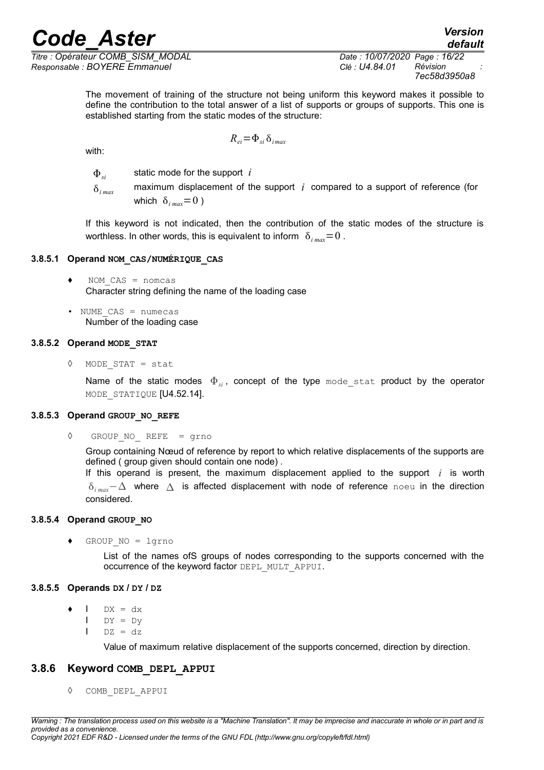The movement of training of the structure not being uniform this keyword makes it possible to define the contribution to the total answer of a list of supports or groups of supports. This one is established starting from the static modes of the structure:

$$R_{ei} = \Phi_{si}\,\delta_{i\,max}$$

with:

$\Phi_{si}$ static mode for the support $i$

$\delta_{i\,max}$ maximum displacement of the support $i$ compared to a support of reference (for which $\delta_{i\,max}=0$ )

If this keyword is not indicated, then the contribution of the static modes of the structure is worthless. In other words, this is equivalent to inform $\delta_{i\,max}=0$ .

#### 3.8.5.1 Operand NOM_CAS/NUMÉRIQUE_CAS

♦ `NOM_CAS = nomcas`
Character string defining the name of the loading case

• `NUME_CAS = numecas`
Number of the loading case

#### 3.8.5.2 Operand MODE_STAT

◊ `MODE_STAT = stat`

Name of the static modes $\Phi_{si}$, concept of the type `mode_stat` product by the operator `MODE_STATIQUE` [U4.52.14].

#### 3.8.5.3 Operand GROUP_NO_REFE

◊ `GROUP_NO_ REFE  = grno`

Group containing Nœud of reference by report to which relative displacements of the supports are defined ( group given should contain one node) .
If this operand is present, the maximum displacement applied to the support $i$ is worth $\delta_{i\,max}-\Delta$ where $\Delta$ is affected displacement with node of reference `noeu` in the direction considered.

#### 3.8.5.4 Operand GROUP_NO

♦ `GROUP_NO = lgrno`

List of the names ofS groups of nodes corresponding to the supports concerned with the occurrence of the keyword factor `DEPL_MULT_APPUI`.

#### 3.8.5.5 Operands DX / DY / DZ

♦ l `DX = dx`
  l `DY = Dy`
  l `DZ = dz`

Value of maximum relative displacement of the supports concerned, direction by direction.

### 3.8.6 Keyword COMB_DEPL_APPUI

◊ `COMB_DEPL_APPUI`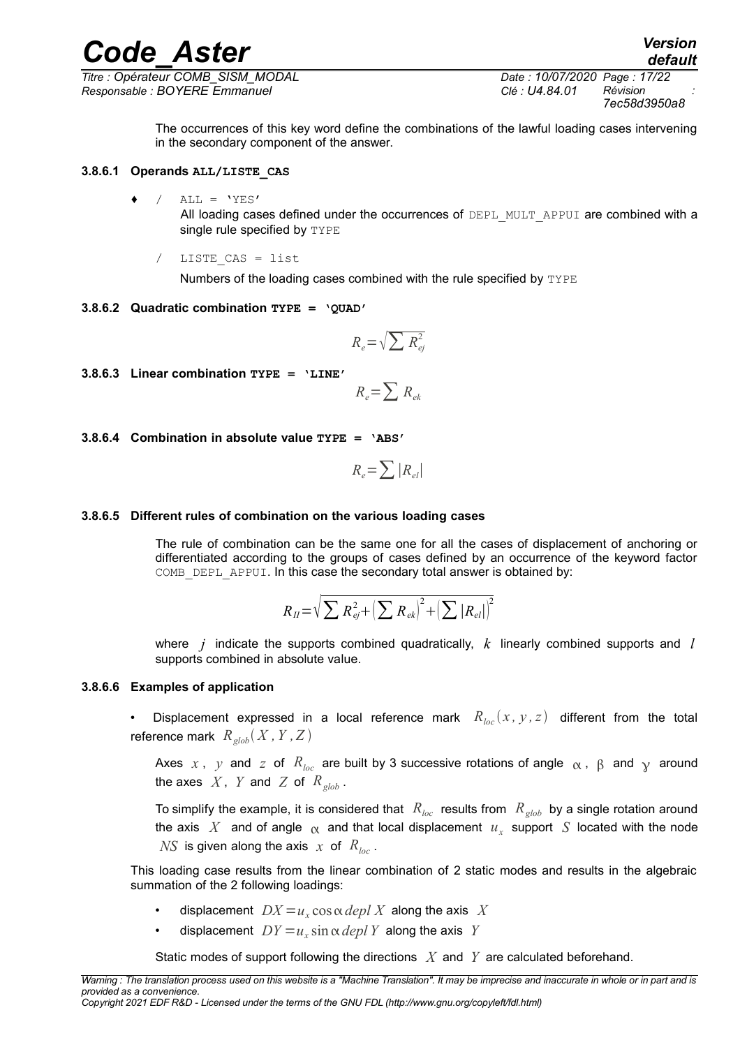The occurrences of this key word define the combinations of the lawful loading cases intervening in the secondary component of the answer.

#### 3.8.6.1 Operands ALL/LISTE_CAS

- / ALL = 'YES'

  All loading cases defined under the occurrences of DEPL_MULT_APPUI are combined with a single rule specified by TYPE

  / LISTE_CAS = list

  Numbers of the loading cases combined with the rule specified by TYPE

#### 3.8.6.2 Quadratic combination TYPE = 'QUAD'

$$R_e = \sqrt{\sum R_{ej}^2}$$

#### 3.8.6.3 Linear combination TYPE = 'LINE'

$$R_e = \sum R_{ek}$$

#### 3.8.6.4 Combination in absolute value TYPE = 'ABS'

$$R_e = \sum |R_{el}|$$

#### 3.8.6.5 Different rules of combination on the various loading cases

The rule of combination can be the same one for all the cases of displacement of anchoring or differentiated according to the groups of cases defined by an occurrence of the keyword factor COMB_DEPL_APPUI. In this case the secondary total answer is obtained by:

$$R_{II} = \sqrt{\sum R_{ej}^2 + \left(\sum R_{ek}\right)^2 + \left(\sum |R_{el}|\right)^2}$$

where $j$ indicate the supports combined quadratically, $k$ linearly combined supports and $l$ supports combined in absolute value.

#### 3.8.6.6 Examples of application

- Displacement expressed in a local reference mark $R_{loc}(x, y, z)$ different from the total reference mark $R_{glob}(X, Y, Z)$

  Axes $x$, $y$ and $z$ of $R_{loc}$ are built by 3 successive rotations of angle $\alpha$, $\beta$ and $\gamma$ around the axes $X$, $Y$ and $Z$ of $R_{glob}$.

  To simplify the example, it is considered that $R_{loc}$ results from $R_{glob}$ by a single rotation around the axis $X$ and of angle $\alpha$ and that local displacement $u_x$ support $S$ located with the node $NS$ is given along the axis $x$ of $R_{loc}$.

This loading case results from the linear combination of 2 static modes and results in the algebraic summation of the 2 following loadings:

- displacement $DX = u_x \cos\alpha \, depl\, X$ along the axis $X$
- displacement $DY = u_x \sin\alpha \, depl\, Y$ along the axis $Y$

Static modes of support following the directions $X$ and $Y$ are calculated beforehand.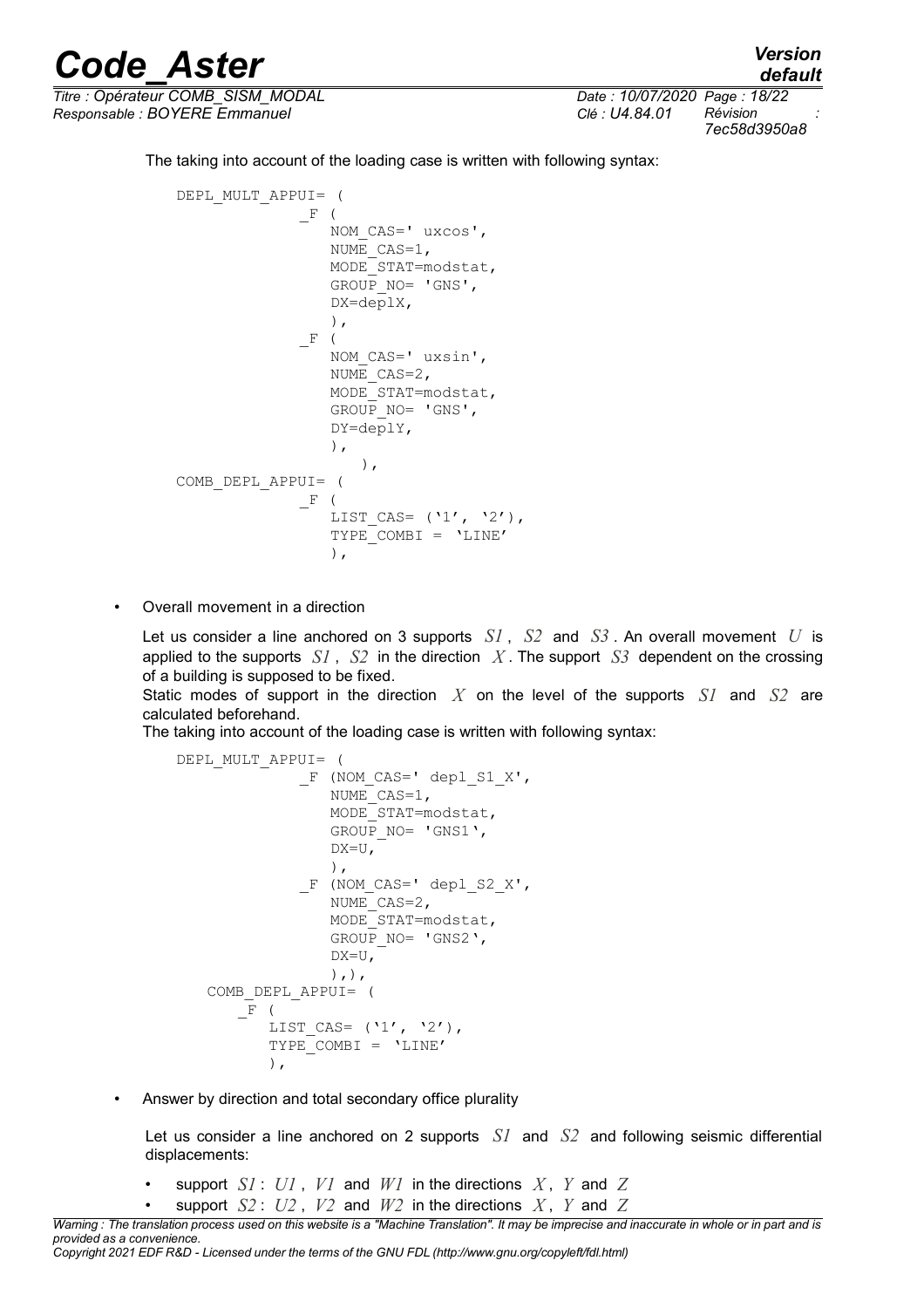The taking into account of the loading case is written with following syntax:

```
DEPL_MULT_APPUI= (
            _F (
                NOM_CAS=' uxcos',
                NUME_CAS=1,
                MODE_STAT=modstat,
                GROUP_NO= 'GNS',
                DX=deplX,
                ),
            _F (
                NOM_CAS=' uxsin',
                NUME_CAS=2,
                MODE_STAT=modstat,
                GROUP_NO= 'GNS',
                DY=deplY,
                ),
                   ),
COMB_DEPL_APPUI= (
            _F (
                LIST_CAS= ('1', '2'),
                TYPE_COMBI = 'LINE'
                ),
```

- Overall movement in a direction

  Let us consider a line anchored on 3 supports $S1$ , $S2$ and $S3$ . An overall movement $U$ is applied to the supports $S1$ , $S2$ in the direction $X$ . The support $S3$ dependent on the crossing of a building is supposed to be fixed.
  Static modes of support in the direction $X$ on the level of the supports $S1$ and $S2$ are calculated beforehand.
  The taking into account of the loading case is written with following syntax:

```
DEPL_MULT_APPUI= (
            _F (NOM_CAS=' depl_S1_X',
                NUME_CAS=1,
                MODE_STAT=modstat,
                GROUP_NO= 'GNS1',
                DX=U,
                ),
            _F (NOM_CAS=' depl_S2_X',
                NUME_CAS=2,
                MODE_STAT=modstat,
                GROUP_NO= 'GNS2',
                DX=U,
                ),),
    COMB_DEPL_APPUI= (
        _F (
            LIST_CAS= ('1', '2'),
            TYPE_COMBI = 'LINE'
            ),
```

- Answer by direction and total secondary office plurality

  Let us consider a line anchored on 2 supports $S1$ and $S2$ and following seismic differential displacements:

  - support $S1$ : $U1$ , $V1$ and $W1$ in the directions $X$ , $Y$ and $Z$
  - support $S2$ : $U2$ , $V2$ and $W2$ in the directions $X$ , $Y$ and $Z$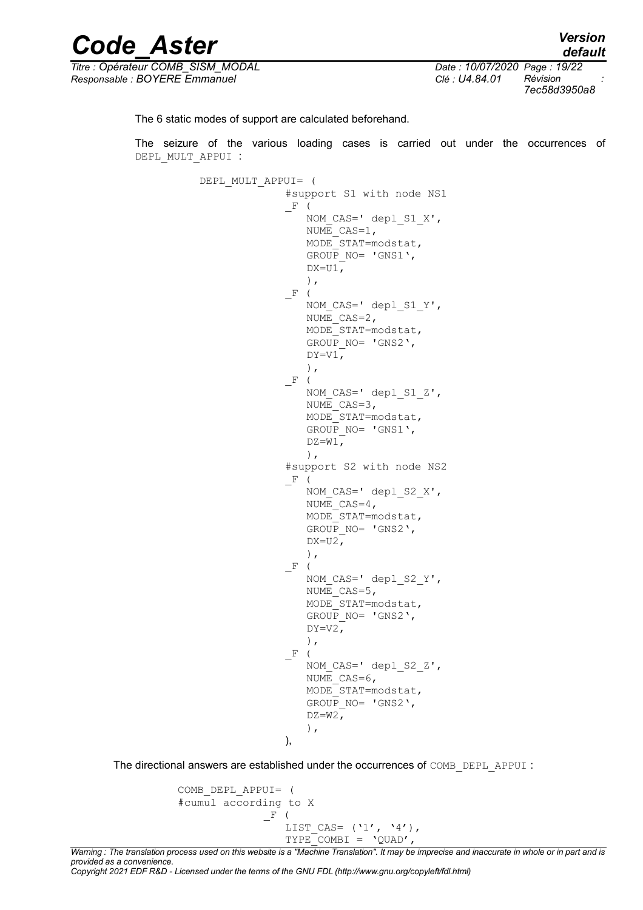The 6 static modes of support are calculated beforehand.

The seizure of the various loading cases is carried out under the occurrences of DEPL_MULT_APPUI :

```
DEPL_MULT_APPUI= (
              #support S1 with node NS1
              _F (
                 NOM_CAS=' depl_S1_X',
                 NUME_CAS=1,
                 MODE_STAT=modstat,
                 GROUP_NO= 'GNS1',
                 DX=U1,
                 ),
              _F (
                 NOM_CAS=' depl_S1_Y',
                 NUME_CAS=2,
                 MODE_STAT=modstat,
                 GROUP_NO= 'GNS2',
                 DY=V1,
                 ),
              _F (
                 NOM_CAS=' depl_S1_Z',
                 NUME_CAS=3,
                 MODE_STAT=modstat,
                 GROUP_NO= 'GNS1',
                 DZ=W1,
                 ),
              #support S2 with node NS2
              _F (
                 NOM_CAS=' depl_S2_X',
                 NUME_CAS=4,
                 MODE_STAT=modstat,
                 GROUP_NO= 'GNS2',
                 DX=U2,
                 ),
              _F (
                 NOM_CAS=' depl_S2_Y',
                 NUME_CAS=5,
                 MODE_STAT=modstat,
                 GROUP_NO= 'GNS2',
                 DY=V2,
                 ),
              _F (
                 NOM_CAS=' depl_S2_Z',
                 NUME_CAS=6,
                 MODE_STAT=modstat,
                 GROUP_NO= 'GNS2',
                 DZ=W2,
                 ),
              ),
```

The directional answers are established under the occurrences of COMB_DEPL_APPUI :

```
COMB_DEPL_APPUI= (
#cumul according to X
              _F (
                 LIST_CAS= ('1', '4'),
                 TYPE_COMBI = 'QUAD',
```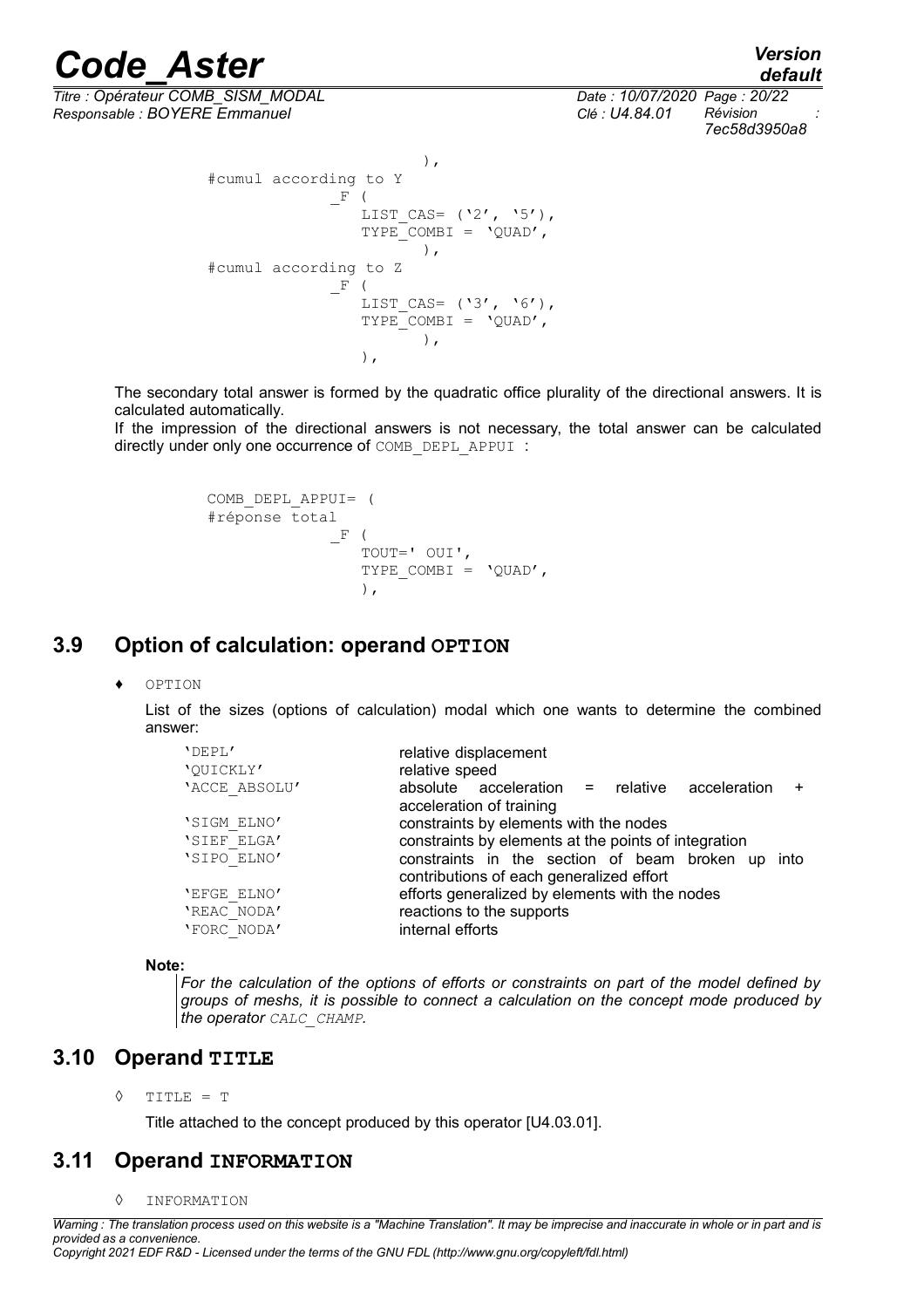```
                        ),
#cumul according to Y
            _F (
                LIST_CAS= ('2', '5'),
                TYPE_COMBI = 'QUAD',
                        ),
#cumul according to Z
            _F (
                LIST_CAS= ('3', '6'),
                TYPE_COMBI = 'QUAD',
                        ),
                ),
```

The secondary total answer is formed by the quadratic office plurality of the directional answers. It is calculated automatically.

If the impression of the directional answers is not necessary, the total answer can be calculated directly under only one occurrence of COMB_DEPL_APPUI :

```
COMB_DEPL_APPUI= (
#réponse total
            _F (
                TOUT=' OUI',
                TYPE_COMBI = 'QUAD',
                ),
```

## 3.9 Option of calculation: operand OPTION

♦ OPTION

List of the sizes (options of calculation) modal which one wants to determine the combined answer:

| | |
|---|---|
| 'DEPL' | relative displacement |
| 'QUICKLY' | relative speed |
| 'ACCE_ABSOLU' | absolute acceleration = relative acceleration + acceleration of training |
| 'SIGM_ELNO' | constraints by elements with the nodes |
| 'SIEF_ELGA' | constraints by elements at the points of integration |
| 'SIPO_ELNO' | constraints in the section of beam broken up into contributions of each generalized effort |
| 'EFGE_ELNO' | efforts generalized by elements with the nodes |
| 'REAC_NODA' | reactions to the supports |
| 'FORC_NODA' | internal efforts |

**Note:**

*For the calculation of the options of efforts or constraints on part of the model defined by groups of meshs, it is possible to connect a calculation on the concept mode produced by the operator CALC_CHAMP.*

## 3.10 Operand TITLE

◊ TITLE = T

Title attached to the concept produced by this operator [U4.03.01].

## 3.11 Operand INFORMATION

◊ INFORMATION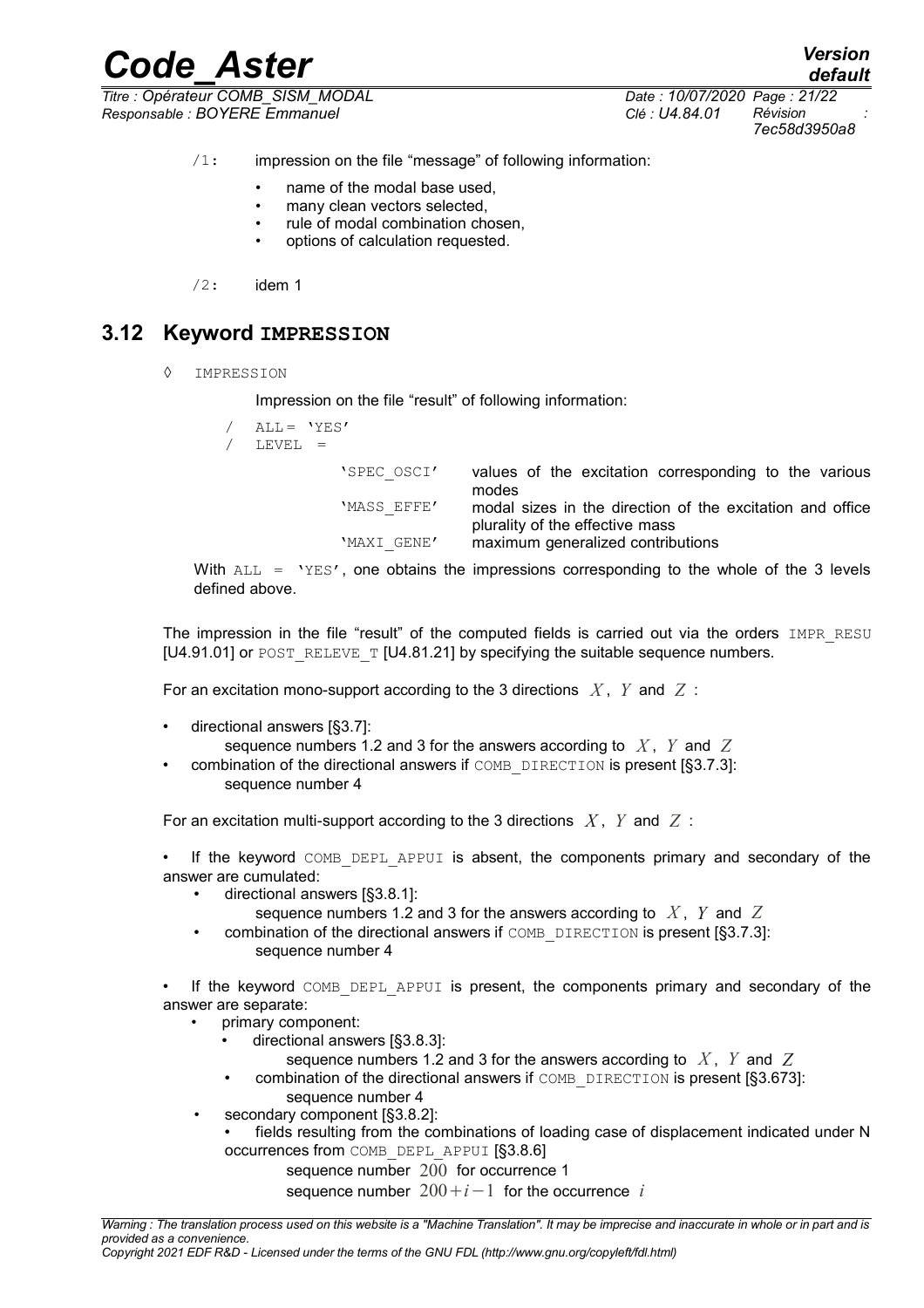/1: impression on the file "message" of following information:

- name of the modal base used,
- many clean vectors selected,
- rule of modal combination chosen,
- options of calculation requested.

/2: idem 1

## 3.12 Keyword IMPRESSION

◊ IMPRESSION

Impression on the file "result" of following information:

/ ALL= 'YES'
/ LEVEL =

| | |
|---|---|
| 'SPEC_OSCI' | values of the excitation corresponding to the various modes |
| 'MASS_EFFE' | modal sizes in the direction of the excitation and office plurality of the effective mass |
| 'MAXI_GENE' | maximum generalized contributions |

With ALL = 'YES', one obtains the impressions corresponding to the whole of the 3 levels defined above.

The impression in the file "result" of the computed fields is carried out via the orders IMPR_RESU [U4.91.01] or POST_RELEVE_T [U4.81.21] by specifying the suitable sequence numbers.

For an excitation mono-support according to the 3 directions $X$, $Y$ and $Z$ :

- directional answers [§3.7]:
  sequence numbers 1.2 and 3 for the answers according to $X$, $Y$ and $Z$
- combination of the directional answers if COMB_DIRECTION is present [§3.7.3]:
  sequence number 4

For an excitation multi-support according to the 3 directions $X$, $Y$ and $Z$ :

- If the keyword COMB_DEPL_APPUI is absent, the components primary and secondary of the answer are cumulated:
  - directional answers [§3.8.1]:
    sequence numbers 1.2 and 3 for the answers according to $X$, $Y$ and $Z$
  - combination of the directional answers if COMB_DIRECTION is present [§3.7.3]:
    sequence number 4

- If the keyword COMB_DEPL_APPUI is present, the components primary and secondary of the answer are separate:
  - primary component:
    - directional answers [§3.8.3]:
      sequence numbers 1.2 and 3 for the answers according to $X$, $Y$ and $Z$
    - combination of the directional answers if COMB_DIRECTION is present [§3.673]:
      sequence number 4
  - secondary component [§3.8.2]:
    - fields resulting from the combinations of loading case of displacement indicated under N occurrences from COMB_DEPL_APPUI [§3.8.6]
      sequence number $200$ for occurrence 1
      sequence number $200+i-1$ for the occurrence $i$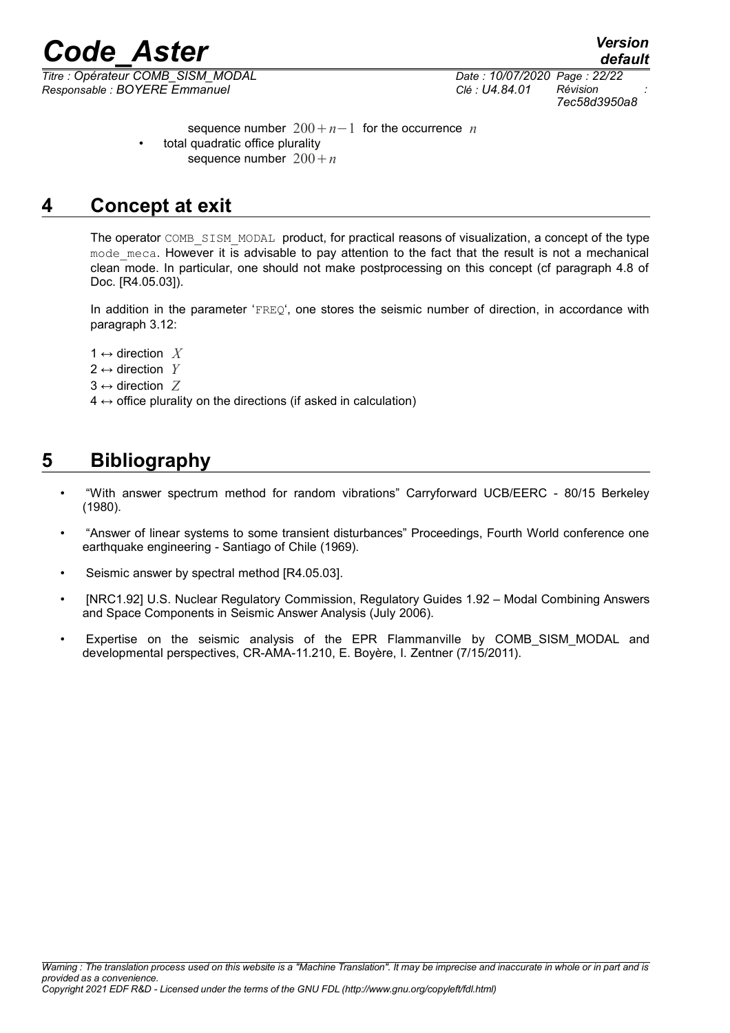sequence number $200+n-1$ for the occurrence $n$

- total quadratic office plurality
  sequence number $200+n$

## 4 Concept at exit

The operator `COMB_SISM_MODAL` product, for practical reasons of visualization, a concept of the type `mode_meca`. However it is advisable to pay attention to the fact that the result is not a mechanical clean mode. In particular, one should not make postprocessing on this concept (cf paragraph 4.8 of Doc. [R4.05.03]).

In addition in the parameter '`FREQ`', one stores the seismic number of direction, in accordance with paragraph 3.12:

1 ↔ direction $X$
2 ↔ direction $Y$
3 ↔ direction $Z$
4 ↔ office plurality on the directions (if asked in calculation)

## 5 Bibliography

- "With answer spectrum method for random vibrations" Carryforward UCB/EERC - 80/15 Berkeley (1980).
- "Answer of linear systems to some transient disturbances" Proceedings, Fourth World conference one earthquake engineering - Santiago of Chile (1969).
- Seismic answer by spectral method [R4.05.03].
- [NRC1.92] U.S. Nuclear Regulatory Commission, Regulatory Guides 1.92 – Modal Combining Answers and Space Components in Seismic Answer Analysis (July 2006).
- Expertise on the seismic analysis of the EPR Flammanville by COMB_SISM_MODAL and developmental perspectives, CR-AMA-11.210, E. Boyère, I. Zentner (7/15/2011).